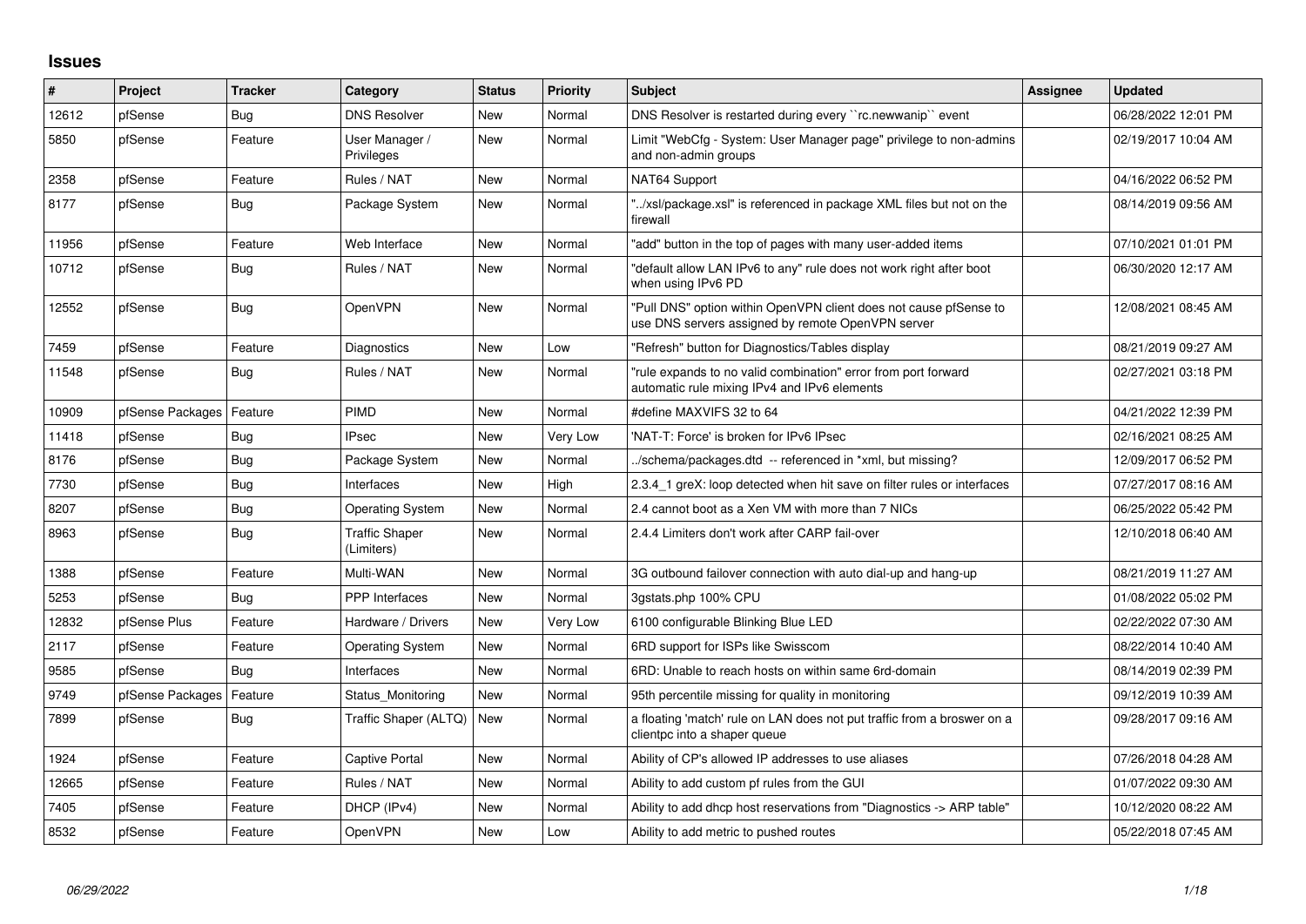## Issues

| # | Project | Tracker | Category | Status | Priority | Subject | Assignee | Updated |
|---|---|---|---|---|---|---|---|---|
| 12612 | pfSense | Bug | DNS Resolver | New | Normal | DNS Resolver is restarted during every ``rc.newwanip`` event | | 06/28/2022 12:01 PM |
| 5850 | pfSense | Feature | User Manager / Privileges | New | Normal | Limit "WebCfg - System: User Manager page" privilege to non-admins and non-admin groups | | 02/19/2017 10:04 AM |
| 2358 | pfSense | Feature | Rules / NAT | New | Normal | NAT64 Support | | 04/16/2022 06:52 PM |
| 8177 | pfSense | Bug | Package System | New | Normal | "../xsl/package.xsl" is referenced in package XML files but not on the firewall | | 08/14/2019 09:56 AM |
| 11956 | pfSense | Feature | Web Interface | New | Normal | "add" button in the top of pages with many user-added items | | 07/10/2021 01:01 PM |
| 10712 | pfSense | Bug | Rules / NAT | New | Normal | "default allow LAN IPv6 to any" rule does not work right after boot when using IPv6 PD | | 06/30/2020 12:17 AM |
| 12552 | pfSense | Bug | OpenVPN | New | Normal | "Pull DNS" option within OpenVPN client does not cause pfSense to use DNS servers assigned by remote OpenVPN server | | 12/08/2021 08:45 AM |
| 7459 | pfSense | Feature | Diagnostics | New | Low | "Refresh" button for Diagnostics/Tables display | | 08/21/2019 09:27 AM |
| 11548 | pfSense | Bug | Rules / NAT | New | Normal | "rule expands to no valid combination" error from port forward automatic rule mixing IPv4 and IPv6 elements | | 02/27/2021 03:18 PM |
| 10909 | pfSense Packages | Feature | PIMD | New | Normal | #define MAXVIFS 32 to 64 | | 04/21/2022 12:39 PM |
| 11418 | pfSense | Bug | IPsec | New | Very Low | 'NAT-T: Force' is broken for IPv6 IPsec | | 02/16/2021 08:25 AM |
| 8176 | pfSense | Bug | Package System | New | Normal | ../schema/packages.dtd -- referenced in *xml, but missing? | | 12/09/2017 06:52 PM |
| 7730 | pfSense | Bug | Interfaces | New | High | 2.3.4_1 greX: loop detected when hit save on filter rules or interfaces | | 07/27/2017 08:16 AM |
| 8207 | pfSense | Bug | Operating System | New | Normal | 2.4 cannot boot as a Xen VM with more than 7 NICs | | 06/25/2022 05:42 PM |
| 8963 | pfSense | Bug | Traffic Shaper (Limiters) | New | Normal | 2.4.4 Limiters don't work after CARP fail-over | | 12/10/2018 06:40 AM |
| 1388 | pfSense | Feature | Multi-WAN | New | Normal | 3G outbound failover connection with auto dial-up and hang-up | | 08/21/2019 11:27 AM |
| 5253 | pfSense | Bug | PPP Interfaces | New | Normal | 3gstats.php 100% CPU | | 01/08/2022 05:02 PM |
| 12832 | pfSense Plus | Feature | Hardware / Drivers | New | Very Low | 6100 configurable Blinking Blue LED | | 02/22/2022 07:30 AM |
| 2117 | pfSense | Feature | Operating System | New | Normal | 6RD support for ISPs like Swisscom | | 08/22/2014 10:40 AM |
| 9585 | pfSense | Bug | Interfaces | New | Normal | 6RD: Unable to reach hosts on within same 6rd-domain | | 08/14/2019 02:39 PM |
| 9749 | pfSense Packages | Feature | Status_Monitoring | New | Normal | 95th percentile missing for quality in monitoring | | 09/12/2019 10:39 AM |
| 7899 | pfSense | Bug | Traffic Shaper (ALTQ) | New | Normal | a floating 'match' rule on LAN does not put traffic from a broswer on a clientpc into a shaper queue | | 09/28/2017 09:16 AM |
| 1924 | pfSense | Feature | Captive Portal | New | Normal | Ability of CP's allowed IP addresses to use aliases | | 07/26/2018 04:28 AM |
| 12665 | pfSense | Feature | Rules / NAT | New | Normal | Ability to add custom pf rules from the GUI | | 01/07/2022 09:30 AM |
| 7405 | pfSense | Feature | DHCP (IPv4) | New | Normal | Ability to add dhcp host reservations from "Diagnostics -> ARP table" | | 10/12/2020 08:22 AM |
| 8532 | pfSense | Feature | OpenVPN | New | Low | Ability to add metric to pushed routes | | 05/22/2018 07:45 AM |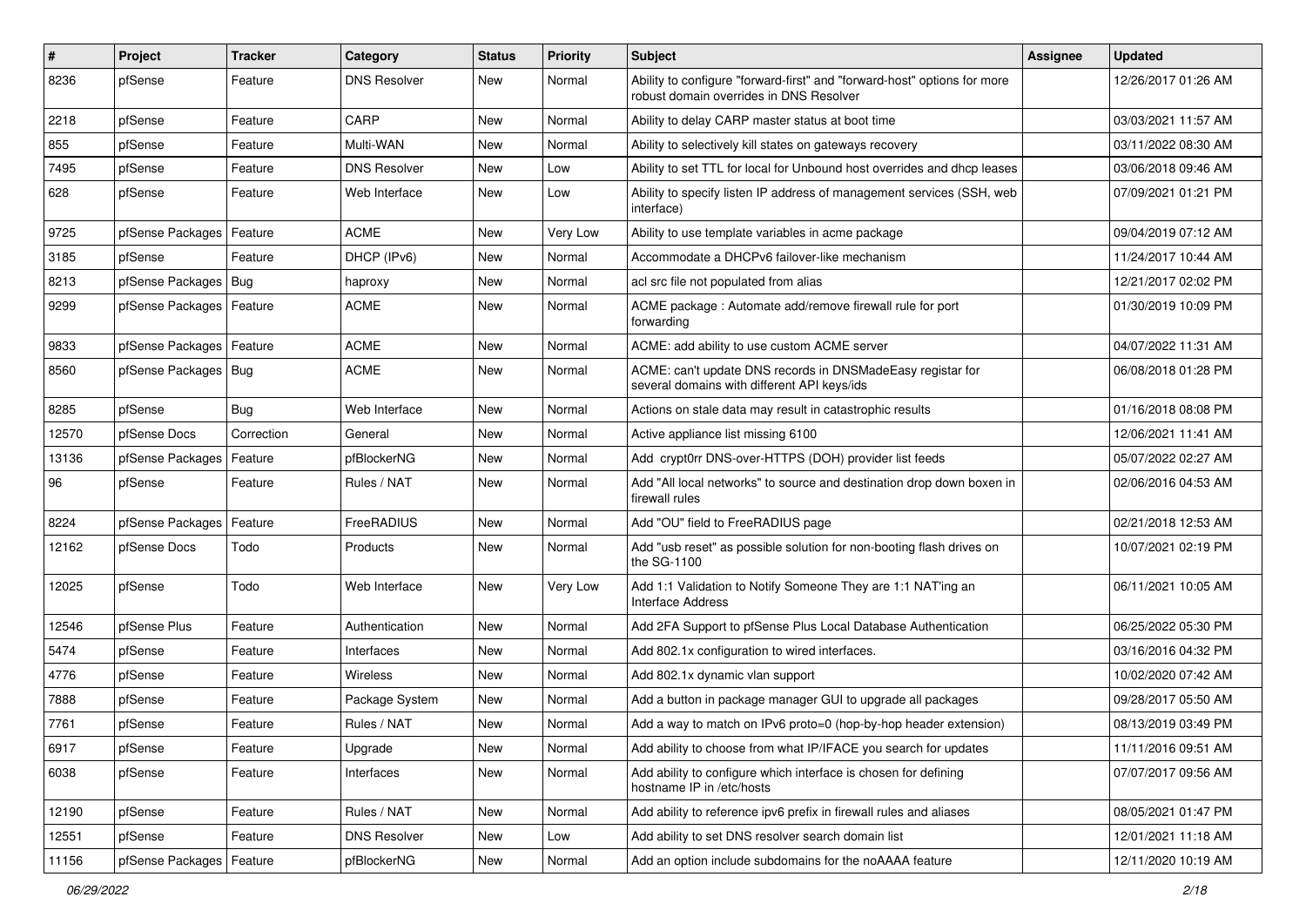| # | Project | Tracker | Category | Status | Priority | Subject | Assignee | Updated |
|---|---|---|---|---|---|---|---|---|
| 8236 | pfSense | Feature | DNS Resolver | New | Normal | Ability to configure "forward-first" and "forward-host" options for more robust domain overrides in DNS Resolver | | 12/26/2017 01:26 AM |
| 2218 | pfSense | Feature | CARP | New | Normal | Ability to delay CARP master status at boot time | | 03/03/2021 11:57 AM |
| 855 | pfSense | Feature | Multi-WAN | New | Normal | Ability to selectively kill states on gateways recovery | | 03/11/2022 08:30 AM |
| 7495 | pfSense | Feature | DNS Resolver | New | Low | Ability to set TTL for local for Unbound host overrides and dhcp leases | | 03/06/2018 09:46 AM |
| 628 | pfSense | Feature | Web Interface | New | Low | Ability to specify listen IP address of management services (SSH, web interface) | | 07/09/2021 01:21 PM |
| 9725 | pfSense Packages | Feature | ACME | New | Very Low | Ability to use template variables in acme package | | 09/04/2019 07:12 AM |
| 3185 | pfSense | Feature | DHCP (IPv6) | New | Normal | Accommodate a DHCPv6 failover-like mechanism | | 11/24/2017 10:44 AM |
| 8213 | pfSense Packages | Bug | haproxy | New | Normal | acl src file not populated from alias | | 12/21/2017 02:02 PM |
| 9299 | pfSense Packages | Feature | ACME | New | Normal | ACME package : Automate add/remove firewall rule for port forwarding | | 01/30/2019 10:09 PM |
| 9833 | pfSense Packages | Feature | ACME | New | Normal | ACME: add ability to use custom ACME server | | 04/07/2022 11:31 AM |
| 8560 | pfSense Packages | Bug | ACME | New | Normal | ACME: can't update DNS records in DNSMadeEasy registar for several domains with different API keys/ids | | 06/08/2018 01:28 PM |
| 8285 | pfSense | Bug | Web Interface | New | Normal | Actions on stale data may result in catastrophic results | | 01/16/2018 08:08 PM |
| 12570 | pfSense Docs | Correction | General | New | Normal | Active appliance list missing 6100 | | 12/06/2021 11:41 AM |
| 13136 | pfSense Packages | Feature | pfBlockerNG | New | Normal | Add crypt0rr DNS-over-HTTPS (DOH) provider list feeds | | 05/07/2022 02:27 AM |
| 96 | pfSense | Feature | Rules / NAT | New | Normal | Add "All local networks" to source and destination drop down boxen in firewall rules | | 02/06/2016 04:53 AM |
| 8224 | pfSense Packages | Feature | FreeRADIUS | New | Normal | Add "OU" field to FreeRADIUS page | | 02/21/2018 12:53 AM |
| 12162 | pfSense Docs | Todo | Products | New | Normal | Add "usb reset" as possible solution for non-booting flash drives on the SG-1100 | | 10/07/2021 02:19 PM |
| 12025 | pfSense | Todo | Web Interface | New | Very Low | Add 1:1 Validation to Notify Someone They are 1:1 NAT'ing an Interface Address | | 06/11/2021 10:05 AM |
| 12546 | pfSense Plus | Feature | Authentication | New | Normal | Add 2FA Support to pfSense Plus Local Database Authentication | | 06/25/2022 05:30 PM |
| 5474 | pfSense | Feature | Interfaces | New | Normal | Add 802.1x configuration to wired interfaces. | | 03/16/2016 04:32 PM |
| 4776 | pfSense | Feature | Wireless | New | Normal | Add 802.1x dynamic vlan support | | 10/02/2020 07:42 AM |
| 7888 | pfSense | Feature | Package System | New | Normal | Add a button in package manager GUI to upgrade all packages | | 09/28/2017 05:50 AM |
| 7761 | pfSense | Feature | Rules / NAT | New | Normal | Add a way to match on IPv6 proto=0 (hop-by-hop header extension) | | 08/13/2019 03:49 PM |
| 6917 | pfSense | Feature | Upgrade | New | Normal | Add ability to choose from what IP/IFACE you search for updates | | 11/11/2016 09:51 AM |
| 6038 | pfSense | Feature | Interfaces | New | Normal | Add ability to configure which interface is chosen for defining hostname IP in /etc/hosts | | 07/07/2017 09:56 AM |
| 12190 | pfSense | Feature | Rules / NAT | New | Normal | Add ability to reference ipv6 prefix in firewall rules and aliases | | 08/05/2021 01:47 PM |
| 12551 | pfSense | Feature | DNS Resolver | New | Low | Add ability to set DNS resolver search domain list | | 12/01/2021 11:18 AM |
| 11156 | pfSense Packages | Feature | pfBlockerNG | New | Normal | Add an option include subdomains for the noAAAA feature | | 12/11/2020 10:19 AM |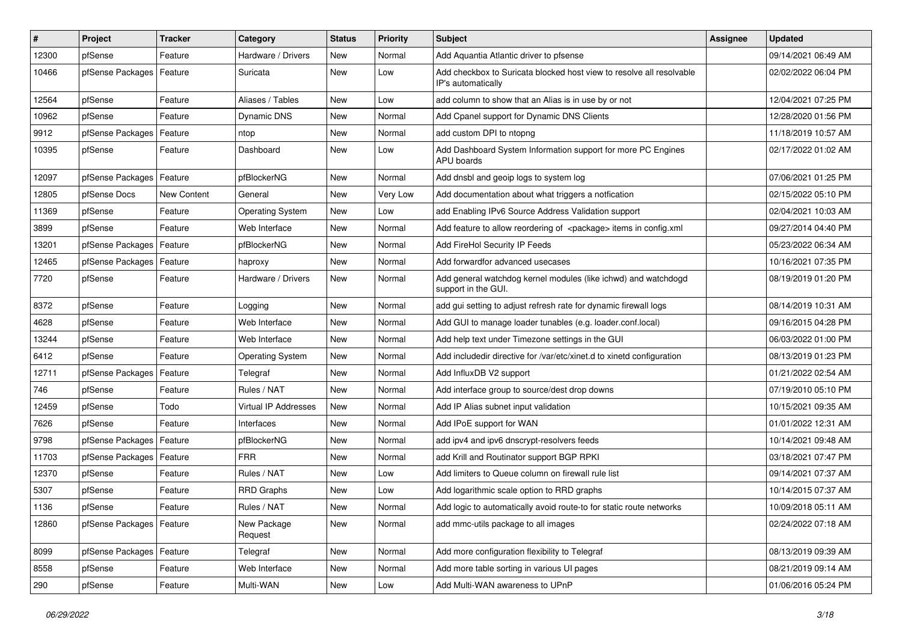| # | Project | Tracker | Category | Status | Priority | Subject | Assignee | Updated |
|---|---|---|---|---|---|---|---|---|
| 12300 | pfSense | Feature | Hardware / Drivers | New | Normal | Add Aquantia Atlantic driver to pfsense | | 09/14/2021 06:49 AM |
| 10466 | pfSense Packages | Feature | Suricata | New | Low | Add checkbox to Suricata blocked host view to resolve all resolvable IP's automatically | | 02/02/2022 06:04 PM |
| 12564 | pfSense | Feature | Aliases / Tables | New | Low | add column to show that an Alias is in use by or not | | 12/04/2021 07:25 PM |
| 10962 | pfSense | Feature | Dynamic DNS | New | Normal | Add Cpanel support for Dynamic DNS Clients | | 12/28/2020 01:56 PM |
| 9912 | pfSense Packages | Feature | ntop | New | Normal | add custom DPI to ntopng | | 11/18/2019 10:57 AM |
| 10395 | pfSense | Feature | Dashboard | New | Low | Add Dashboard System Information support for more PC Engines APU boards | | 02/17/2022 01:02 AM |
| 12097 | pfSense Packages | Feature | pfBlockerNG | New | Normal | Add dnsbl and geoip logs to system log | | 07/06/2021 01:25 PM |
| 12805 | pfSense Docs | New Content | General | New | Very Low | Add documentation about what triggers a notfication | | 02/15/2022 05:10 PM |
| 11369 | pfSense | Feature | Operating System | New | Low | add Enabling IPv6 Source Address Validation support | | 02/04/2021 10:03 AM |
| 3899 | pfSense | Feature | Web Interface | New | Normal | Add feature to allow reordering of <package> items in config.xml | | 09/27/2014 04:40 PM |
| 13201 | pfSense Packages | Feature | pfBlockerNG | New | Normal | Add FireHol Security IP Feeds | | 05/23/2022 06:34 AM |
| 12465 | pfSense Packages | Feature | haproxy | New | Normal | Add forwardfor advanced usecases | | 10/16/2021 07:35 PM |
| 7720 | pfSense | Feature | Hardware / Drivers | New | Normal | Add general watchdog kernel modules (like ichwd) and watchdogd support in the GUI. | | 08/19/2019 01:20 PM |
| 8372 | pfSense | Feature | Logging | New | Normal | add gui setting to adjust refresh rate for dynamic firewall logs | | 08/14/2019 10:31 AM |
| 4628 | pfSense | Feature | Web Interface | New | Normal | Add GUI to manage loader tunables (e.g. loader.conf.local) | | 09/16/2015 04:28 PM |
| 13244 | pfSense | Feature | Web Interface | New | Normal | Add help text under Timezone settings in the GUI | | 06/03/2022 01:00 PM |
| 6412 | pfSense | Feature | Operating System | New | Normal | Add includedir directive for /var/etc/xinet.d to xinetd configuration | | 08/13/2019 01:23 PM |
| 12711 | pfSense Packages | Feature | Telegraf | New | Normal | Add InfluxDB V2 support | | 01/21/2022 02:54 AM |
| 746 | pfSense | Feature | Rules / NAT | New | Normal | Add interface group to source/dest drop downs | | 07/19/2010 05:10 PM |
| 12459 | pfSense | Todo | Virtual IP Addresses | New | Normal | Add IP Alias subnet input validation | | 10/15/2021 09:35 AM |
| 7626 | pfSense | Feature | Interfaces | New | Normal | Add IPoE support for WAN | | 01/01/2022 12:31 AM |
| 9798 | pfSense Packages | Feature | pfBlockerNG | New | Normal | add ipv4 and ipv6 dnscrypt-resolvers feeds | | 10/14/2021 09:48 AM |
| 11703 | pfSense Packages | Feature | FRR | New | Normal | add Krill and Routinator support BGP RPKI | | 03/18/2021 07:47 PM |
| 12370 | pfSense | Feature | Rules / NAT | New | Low | Add limiters to Queue column on firewall rule list | | 09/14/2021 07:37 AM |
| 5307 | pfSense | Feature | RRD Graphs | New | Low | Add logarithmic scale option to RRD graphs | | 10/14/2015 07:37 AM |
| 1136 | pfSense | Feature | Rules / NAT | New | Normal | Add logic to automatically avoid route-to for static route networks | | 10/09/2018 05:11 AM |
| 12860 | pfSense Packages | Feature | New Package Request | New | Normal | add mmc-utils package to all images | | 02/24/2022 07:18 AM |
| 8099 | pfSense Packages | Feature | Telegraf | New | Normal | Add more configuration flexibility to Telegraf | | 08/13/2019 09:39 AM |
| 8558 | pfSense | Feature | Web Interface | New | Normal | Add more table sorting in various UI pages | | 08/21/2019 09:14 AM |
| 290 | pfSense | Feature | Multi-WAN | New | Low | Add Multi-WAN awareness to UPnP | | 01/06/2016 05:24 PM |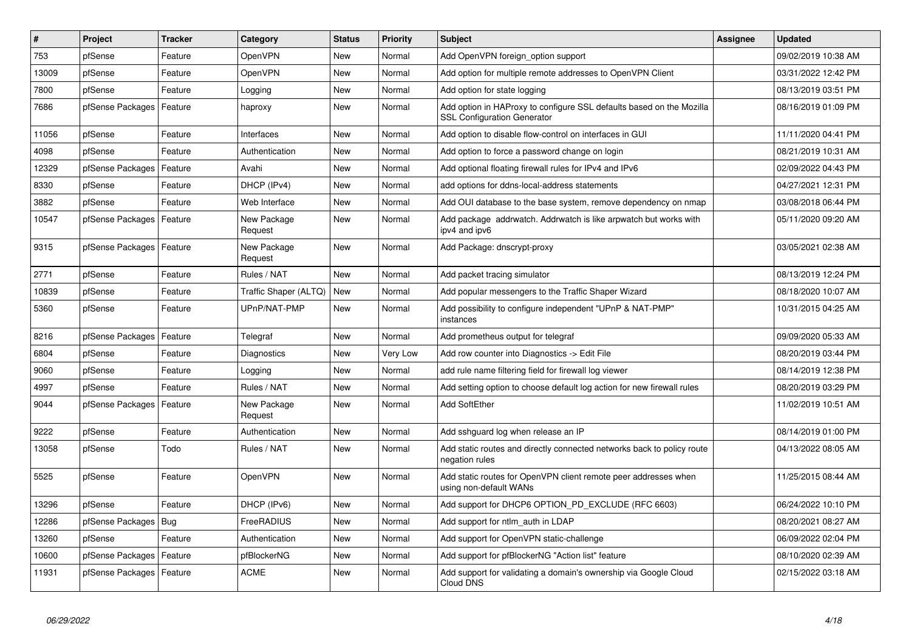| # | Project | Tracker | Category | Status | Priority | Subject | Assignee | Updated |
|---|---|---|---|---|---|---|---|---|
| 753 | pfSense | Feature | OpenVPN | New | Normal | Add OpenVPN foreign_option support | | 09/02/2019 10:38 AM |
| 13009 | pfSense | Feature | OpenVPN | New | Normal | Add option for multiple remote addresses to OpenVPN Client | | 03/31/2022 12:42 PM |
| 7800 | pfSense | Feature | Logging | New | Normal | Add option for state logging | | 08/13/2019 03:51 PM |
| 7686 | pfSense Packages | Feature | haproxy | New | Normal | Add option in HAProxy to configure SSL defaults based on the Mozilla SSL Configuration Generator | | 08/16/2019 01:09 PM |
| 11056 | pfSense | Feature | Interfaces | New | Normal | Add option to disable flow-control on interfaces in GUI | | 11/11/2020 04:41 PM |
| 4098 | pfSense | Feature | Authentication | New | Normal | Add option to force a password change on login | | 08/21/2019 10:31 AM |
| 12329 | pfSense Packages | Feature | Avahi | New | Normal | Add optional floating firewall rules for IPv4 and IPv6 | | 02/09/2022 04:43 PM |
| 8330 | pfSense | Feature | DHCP (IPv4) | New | Normal | add options for ddns-local-address statements | | 04/27/2021 12:31 PM |
| 3882 | pfSense | Feature | Web Interface | New | Normal | Add OUI database to the base system, remove dependency on nmap | | 03/08/2018 06:44 PM |
| 10547 | pfSense Packages | Feature | New Package Request | New | Normal | Add package addrwatch. Addrwatch is like arpwatch but works with ipv4 and ipv6 | | 05/11/2020 09:20 AM |
| 9315 | pfSense Packages | Feature | New Package Request | New | Normal | Add Package: dnscrypt-proxy | | 03/05/2021 02:38 AM |
| 2771 | pfSense | Feature | Rules / NAT | New | Normal | Add packet tracing simulator | | 08/13/2019 12:24 PM |
| 10839 | pfSense | Feature | Traffic Shaper (ALTQ) | New | Normal | Add popular messengers to the Traffic Shaper Wizard | | 08/18/2020 10:07 AM |
| 5360 | pfSense | Feature | UPnP/NAT-PMP | New | Normal | Add possibility to configure independent "UPnP & NAT-PMP" instances | | 10/31/2015 04:25 AM |
| 8216 | pfSense Packages | Feature | Telegraf | New | Normal | Add prometheus output for telegraf | | 09/09/2020 05:33 AM |
| 6804 | pfSense | Feature | Diagnostics | New | Very Low | Add row counter into Diagnostics -> Edit File | | 08/20/2019 03:44 PM |
| 9060 | pfSense | Feature | Logging | New | Normal | add rule name filtering field for firewall log viewer | | 08/14/2019 12:38 PM |
| 4997 | pfSense | Feature | Rules / NAT | New | Normal | Add setting option to choose default log action for new firewall rules | | 08/20/2019 03:29 PM |
| 9044 | pfSense Packages | Feature | New Package Request | New | Normal | Add SoftEther | | 11/02/2019 10:51 AM |
| 9222 | pfSense | Feature | Authentication | New | Normal | Add sshguard log when release an IP | | 08/14/2019 01:00 PM |
| 13058 | pfSense | Todo | Rules / NAT | New | Normal | Add static routes and directly connected networks back to policy route negation rules | | 04/13/2022 08:05 AM |
| 5525 | pfSense | Feature | OpenVPN | New | Normal | Add static routes for OpenVPN client remote peer addresses when using non-default WANs | | 11/25/2015 08:44 AM |
| 13296 | pfSense | Feature | DHCP (IPv6) | New | Normal | Add support for DHCP6 OPTION_PD_EXCLUDE (RFC 6603) | | 06/24/2022 10:10 PM |
| 12286 | pfSense Packages | Bug | FreeRADIUS | New | Normal | Add support for ntlm_auth in LDAP | | 08/20/2021 08:27 AM |
| 13260 | pfSense | Feature | Authentication | New | Normal | Add support for OpenVPN static-challenge | | 06/09/2022 02:04 PM |
| 10600 | pfSense Packages | Feature | pfBlockerNG | New | Normal | Add support for pfBlockerNG "Action list" feature | | 08/10/2020 02:39 AM |
| 11931 | pfSense Packages | Feature | ACME | New | Normal | Add support for validating a domain's ownership via Google Cloud Cloud DNS | | 02/15/2022 03:18 AM |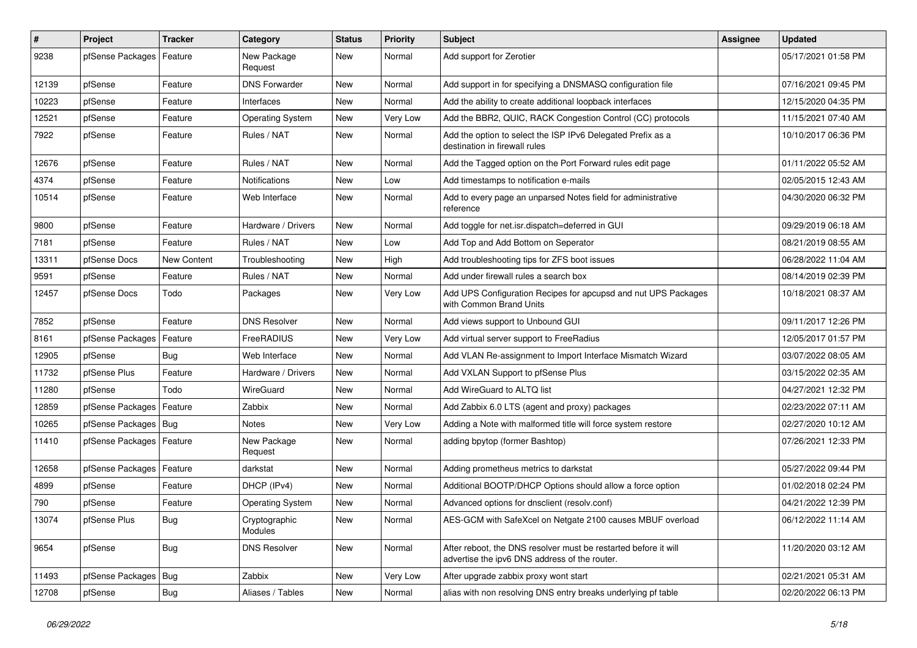| # | Project | Tracker | Category | Status | Priority | Subject | Assignee | Updated |
|---|---|---|---|---|---|---|---|---|
| 9238 | pfSense Packages | Feature | New Package Request | New | Normal | Add support for Zerotier | | 05/17/2021 01:58 PM |
| 12139 | pfSense | Feature | DNS Forwarder | New | Normal | Add support in for specifying a DNSMASQ configuration file | | 07/16/2021 09:45 PM |
| 10223 | pfSense | Feature | Interfaces | New | Normal | Add the ability to create additional loopback interfaces | | 12/15/2020 04:35 PM |
| 12521 | pfSense | Feature | Operating System | New | Very Low | Add the BBR2, QUIC, RACK Congestion Control (CC) protocols | | 11/15/2021 07:40 AM |
| 7922 | pfSense | Feature | Rules / NAT | New | Normal | Add the option to select the ISP IPv6 Delegated Prefix as a destination in firewall rules | | 10/10/2017 06:36 PM |
| 12676 | pfSense | Feature | Rules / NAT | New | Normal | Add the Tagged option on the Port Forward rules edit page | | 01/11/2022 05:52 AM |
| 4374 | pfSense | Feature | Notifications | New | Low | Add timestamps to notification e-mails | | 02/05/2015 12:43 AM |
| 10514 | pfSense | Feature | Web Interface | New | Normal | Add to every page an unparsed Notes field for administrative reference | | 04/30/2020 06:32 PM |
| 9800 | pfSense | Feature | Hardware / Drivers | New | Normal | Add toggle for net.isr.dispatch=deferred in GUI | | 09/29/2019 06:18 AM |
| 7181 | pfSense | Feature | Rules / NAT | New | Low | Add Top and Add Bottom on Seperator | | 08/21/2019 08:55 AM |
| 13311 | pfSense Docs | New Content | Troubleshooting | New | High | Add troubleshooting tips for ZFS boot issues | | 06/28/2022 11:04 AM |
| 9591 | pfSense | Feature | Rules / NAT | New | Normal | Add under firewall rules a search box | | 08/14/2019 02:39 PM |
| 12457 | pfSense Docs | Todo | Packages | New | Very Low | Add UPS Configuration Recipes for apcupsd and nut UPS Packages with Common Brand Units | | 10/18/2021 08:37 AM |
| 7852 | pfSense | Feature | DNS Resolver | New | Normal | Add views support to Unbound GUI | | 09/11/2017 12:26 PM |
| 8161 | pfSense Packages | Feature | FreeRADIUS | New | Very Low | Add virtual server support to FreeRadius | | 12/05/2017 01:57 PM |
| 12905 | pfSense | Bug | Web Interface | New | Normal | Add VLAN Re-assignment to Import Interface Mismatch Wizard | | 03/07/2022 08:05 AM |
| 11732 | pfSense Plus | Feature | Hardware / Drivers | New | Normal | Add VXLAN Support to pfSense Plus | | 03/15/2022 02:35 AM |
| 11280 | pfSense | Todo | WireGuard | New | Normal | Add WireGuard to ALTQ list | | 04/27/2021 12:32 PM |
| 12859 | pfSense Packages | Feature | Zabbix | New | Normal | Add Zabbix 6.0 LTS (agent and proxy) packages | | 02/23/2022 07:11 AM |
| 10265 | pfSense Packages | Bug | Notes | New | Very Low | Adding a Note with malformed title will force system restore | | 02/27/2020 10:12 AM |
| 11410 | pfSense Packages | Feature | New Package Request | New | Normal | adding bpytop (former Bashtop) | | 07/26/2021 12:33 PM |
| 12658 | pfSense Packages | Feature | darkstat | New | Normal | Adding prometheus metrics to darkstat | | 05/27/2022 09:44 PM |
| 4899 | pfSense | Feature | DHCP (IPv4) | New | Normal | Additional BOOTP/DHCP Options should allow a force option | | 01/02/2018 02:24 PM |
| 790 | pfSense | Feature | Operating System | New | Normal | Advanced options for dnsclient (resolv.conf) | | 04/21/2022 12:39 PM |
| 13074 | pfSense Plus | Bug | Cryptographic Modules | New | Normal | AES-GCM with SafeXcel on Netgate 2100 causes MBUF overload | | 06/12/2022 11:14 AM |
| 9654 | pfSense | Bug | DNS Resolver | New | Normal | After reboot, the DNS resolver must be restarted before it will advertise the ipv6 DNS address of the router. | | 11/20/2020 03:12 AM |
| 11493 | pfSense Packages | Bug | Zabbix | New | Very Low | After upgrade zabbix proxy wont start | | 02/21/2021 05:31 AM |
| 12708 | pfSense | Bug | Aliases / Tables | New | Normal | alias with non resolving DNS entry breaks underlying pf table | | 02/20/2022 06:13 PM |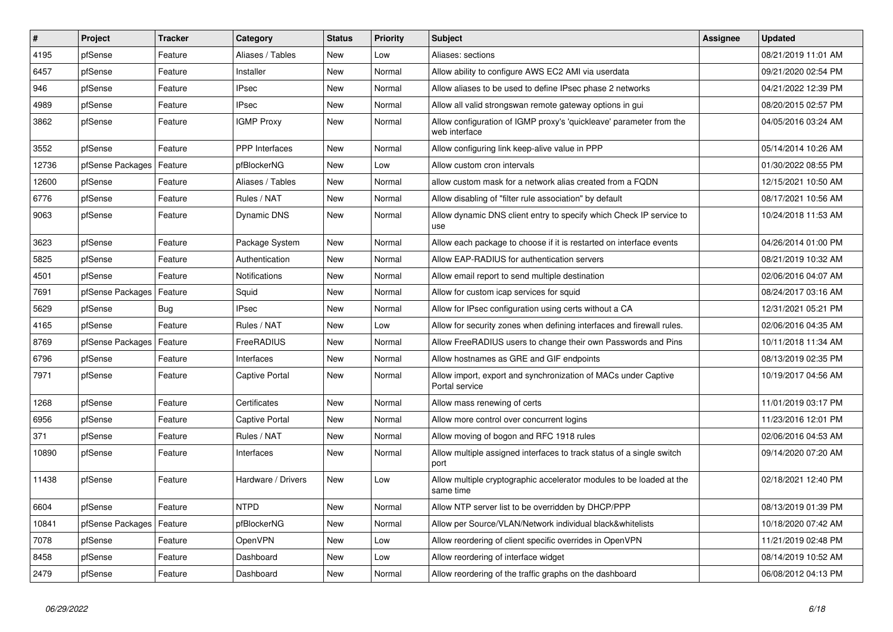| # | Project | Tracker | Category | Status | Priority | Subject | Assignee | Updated |
|---|---|---|---|---|---|---|---|---|
| 4195 | pfSense | Feature | Aliases / Tables | New | Low | Aliases: sections | | 08/21/2019 11:01 AM |
| 6457 | pfSense | Feature | Installer | New | Normal | Allow ability to configure AWS EC2 AMI via userdata | | 09/21/2020 02:54 PM |
| 946 | pfSense | Feature | IPsec | New | Normal | Allow aliases to be used to define IPsec phase 2 networks | | 04/21/2022 12:39 PM |
| 4989 | pfSense | Feature | IPsec | New | Normal | Allow all valid strongswan remote gateway options in gui | | 08/20/2015 02:57 PM |
| 3862 | pfSense | Feature | IGMP Proxy | New | Normal | Allow configuration of IGMP proxy's 'quickleave' parameter from the web interface | | 04/05/2016 03:24 AM |
| 3552 | pfSense | Feature | PPP Interfaces | New | Normal | Allow configuring link keep-alive value in PPP | | 05/14/2014 10:26 AM |
| 12736 | pfSense Packages | Feature | pfBlockerNG | New | Low | Allow custom cron intervals | | 01/30/2022 08:55 PM |
| 12600 | pfSense | Feature | Aliases / Tables | New | Normal | allow custom mask for a network alias created from a FQDN | | 12/15/2021 10:50 AM |
| 6776 | pfSense | Feature | Rules / NAT | New | Normal | Allow disabling of "filter rule association" by default | | 08/17/2021 10:56 AM |
| 9063 | pfSense | Feature | Dynamic DNS | New | Normal | Allow dynamic DNS client entry to specify which Check IP service to use | | 10/24/2018 11:53 AM |
| 3623 | pfSense | Feature | Package System | New | Normal | Allow each package to choose if it is restarted on interface events | | 04/26/2014 01:00 PM |
| 5825 | pfSense | Feature | Authentication | New | Normal | Allow EAP-RADIUS for authentication servers | | 08/21/2019 10:32 AM |
| 4501 | pfSense | Feature | Notifications | New | Normal | Allow email report to send multiple destination | | 02/06/2016 04:07 AM |
| 7691 | pfSense Packages | Feature | Squid | New | Normal | Allow for custom icap services for squid | | 08/24/2017 03:16 AM |
| 5629 | pfSense | Bug | IPsec | New | Normal | Allow for IPsec configuration using certs without a CA | | 12/31/2021 05:21 PM |
| 4165 | pfSense | Feature | Rules / NAT | New | Low | Allow for security zones when defining interfaces and firewall rules. | | 02/06/2016 04:35 AM |
| 8769 | pfSense Packages | Feature | FreeRADIUS | New | Normal | Allow FreeRADIUS users to change their own Passwords and Pins | | 10/11/2018 11:34 AM |
| 6796 | pfSense | Feature | Interfaces | New | Normal | Allow hostnames as GRE and GIF endpoints | | 08/13/2019 02:35 PM |
| 7971 | pfSense | Feature | Captive Portal | New | Normal | Allow import, export and synchronization of MACs under Captive Portal service | | 10/19/2017 04:56 AM |
| 1268 | pfSense | Feature | Certificates | New | Normal | Allow mass renewing of certs | | 11/01/2019 03:17 PM |
| 6956 | pfSense | Feature | Captive Portal | New | Normal | Allow more control over concurrent logins | | 11/23/2016 12:01 PM |
| 371 | pfSense | Feature | Rules / NAT | New | Normal | Allow moving of bogon and RFC 1918 rules | | 02/06/2016 04:53 AM |
| 10890 | pfSense | Feature | Interfaces | New | Normal | Allow multiple assigned interfaces to track status of a single switch port | | 09/14/2020 07:20 AM |
| 11438 | pfSense | Feature | Hardware / Drivers | New | Low | Allow multiple cryptographic accelerator modules to be loaded at the same time | | 02/18/2021 12:40 PM |
| 6604 | pfSense | Feature | NTPD | New | Normal | Allow NTP server list to be overridden by DHCP/PPP | | 08/13/2019 01:39 PM |
| 10841 | pfSense Packages | Feature | pfBlockerNG | New | Normal | Allow per Source/VLAN/Network individual black&whitelists | | 10/18/2020 07:42 AM |
| 7078 | pfSense | Feature | OpenVPN | New | Low | Allow reordering of client specific overrides in OpenVPN | | 11/21/2019 02:48 PM |
| 8458 | pfSense | Feature | Dashboard | New | Low | Allow reordering of interface widget | | 08/14/2019 10:52 AM |
| 2479 | pfSense | Feature | Dashboard | New | Normal | Allow reordering of the traffic graphs on the dashboard | | 06/08/2012 04:13 PM |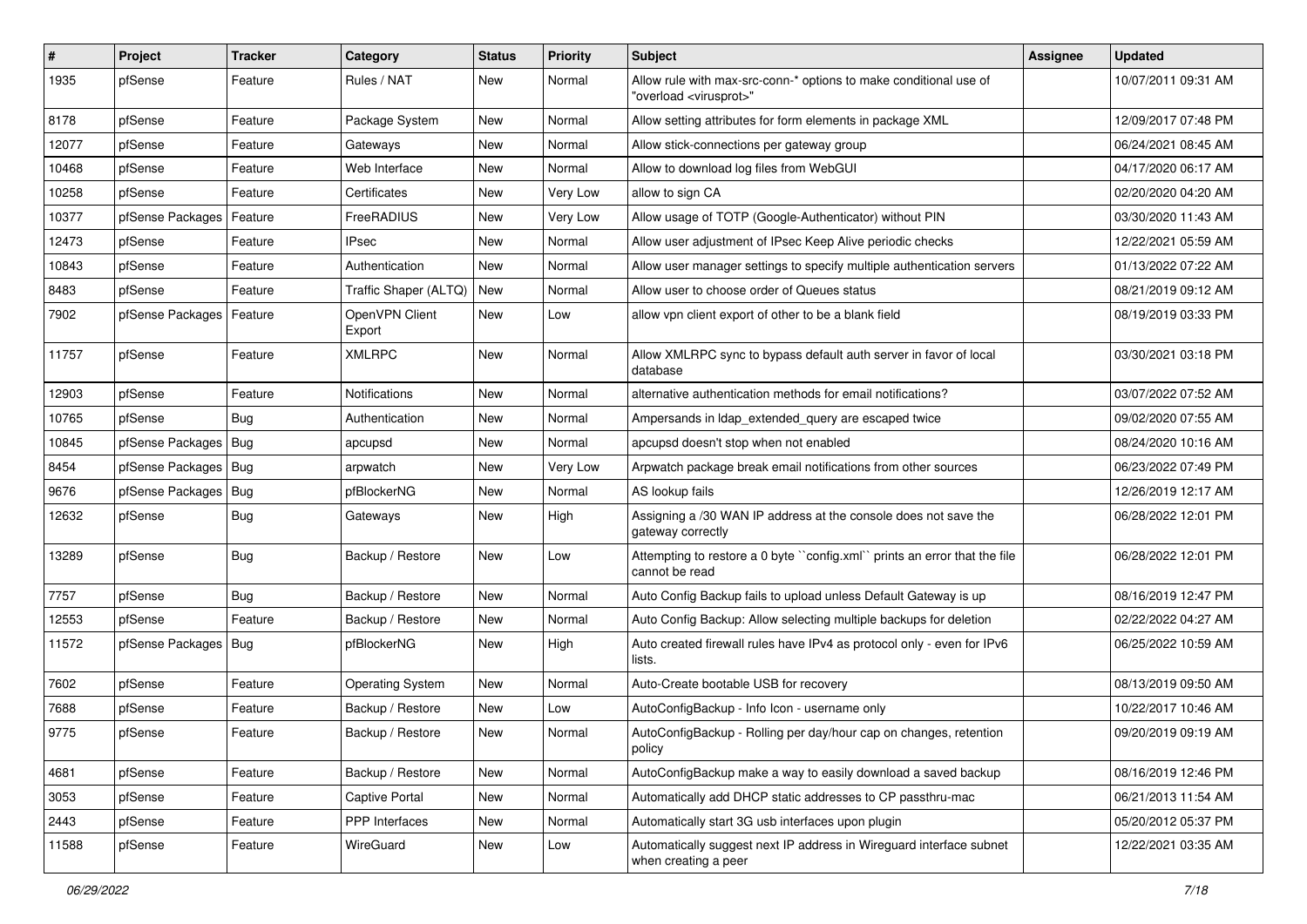| # | Project | Tracker | Category | Status | Priority | Subject | Assignee | Updated |
|---|---|---|---|---|---|---|---|---|
| 1935 | pfSense | Feature | Rules / NAT | New | Normal | Allow rule with max-src-conn-* options to make conditional use of "overload <virusprot>" | | 10/07/2011 09:31 AM |
| 8178 | pfSense | Feature | Package System | New | Normal | Allow setting attributes for form elements in package XML | | 12/09/2017 07:48 PM |
| 12077 | pfSense | Feature | Gateways | New | Normal | Allow stick-connections per gateway group | | 06/24/2021 08:45 AM |
| 10468 | pfSense | Feature | Web Interface | New | Normal | Allow to download log files from WebGUI | | 04/17/2020 06:17 AM |
| 10258 | pfSense | Feature | Certificates | New | Very Low | allow to sign CA | | 02/20/2020 04:20 AM |
| 10377 | pfSense Packages | Feature | FreeRADIUS | New | Very Low | Allow usage of TOTP (Google-Authenticator) without PIN | | 03/30/2020 11:43 AM |
| 12473 | pfSense | Feature | IPsec | New | Normal | Allow user adjustment of IPsec Keep Alive periodic checks | | 12/22/2021 05:59 AM |
| 10843 | pfSense | Feature | Authentication | New | Normal | Allow user manager settings to specify multiple authentication servers | | 01/13/2022 07:22 AM |
| 8483 | pfSense | Feature | Traffic Shaper (ALTQ) | New | Normal | Allow user to choose order of Queues status | | 08/21/2019 09:12 AM |
| 7902 | pfSense Packages | Feature | OpenVPN Client Export | New | Low | allow vpn client export of other to be a blank field | | 08/19/2019 03:33 PM |
| 11757 | pfSense | Feature | XMLRPC | New | Normal | Allow XMLRPC sync to bypass default auth server in favor of local database | | 03/30/2021 03:18 PM |
| 12903 | pfSense | Feature | Notifications | New | Normal | alternative authentication methods for email notifications? | | 03/07/2022 07:52 AM |
| 10765 | pfSense | Bug | Authentication | New | Normal | Ampersands in ldap_extended_query are escaped twice | | 09/02/2020 07:55 AM |
| 10845 | pfSense Packages | Bug | apcupsd | New | Normal | apcupsd doesn't stop when not enabled | | 08/24/2020 10:16 AM |
| 8454 | pfSense Packages | Bug | arpwatch | New | Very Low | Arpwatch package break email notifications from other sources | | 06/23/2022 07:49 PM |
| 9676 | pfSense Packages | Bug | pfBlockerNG | New | Normal | AS lookup fails | | 12/26/2019 12:17 AM |
| 12632 | pfSense | Bug | Gateways | New | High | Assigning a /30 WAN IP address at the console does not save the gateway correctly | | 06/28/2022 12:01 PM |
| 13289 | pfSense | Bug | Backup / Restore | New | Low | Attempting to restore a 0 byte ``config.xml`` prints an error that the file cannot be read | | 06/28/2022 12:01 PM |
| 7757 | pfSense | Bug | Backup / Restore | New | Normal | Auto Config Backup fails to upload unless Default Gateway is up | | 08/16/2019 12:47 PM |
| 12553 | pfSense | Feature | Backup / Restore | New | Normal | Auto Config Backup: Allow selecting multiple backups for deletion | | 02/22/2022 04:27 AM |
| 11572 | pfSense Packages | Bug | pfBlockerNG | New | High | Auto created firewall rules have IPv4 as protocol only - even for IPv6 lists. | | 06/25/2022 10:59 AM |
| 7602 | pfSense | Feature | Operating System | New | Normal | Auto-Create bootable USB for recovery | | 08/13/2019 09:50 AM |
| 7688 | pfSense | Feature | Backup / Restore | New | Low | AutoConfigBackup - Info Icon - username only | | 10/22/2017 10:46 AM |
| 9775 | pfSense | Feature | Backup / Restore | New | Normal | AutoConfigBackup - Rolling per day/hour cap on changes, retention policy | | 09/20/2019 09:19 AM |
| 4681 | pfSense | Feature | Backup / Restore | New | Normal | AutoConfigBackup make a way to easily download a saved backup | | 08/16/2019 12:46 PM |
| 3053 | pfSense | Feature | Captive Portal | New | Normal | Automatically add DHCP static addresses to CP passthru-mac | | 06/21/2013 11:54 AM |
| 2443 | pfSense | Feature | PPP Interfaces | New | Normal | Automatically start 3G usb interfaces upon plugin | | 05/20/2012 05:37 PM |
| 11588 | pfSense | Feature | WireGuard | New | Low | Automatically suggest next IP address in Wireguard interface subnet when creating a peer | | 12/22/2021 03:35 AM |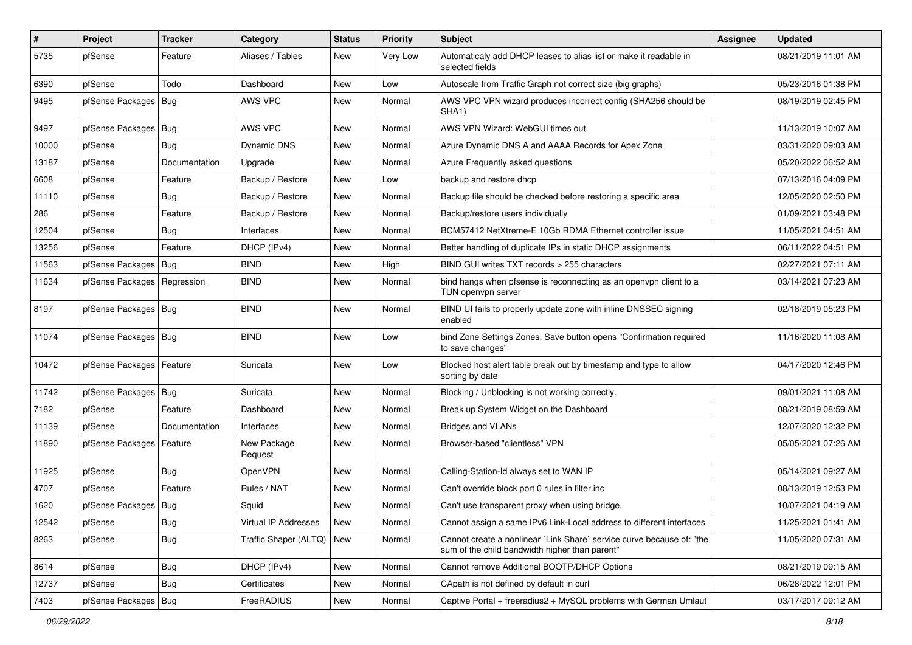| # | Project | Tracker | Category | Status | Priority | Subject | Assignee | Updated |
|---|---|---|---|---|---|---|---|---|
| 5735 | pfSense | Feature | Aliases / Tables | New | Very Low | Automaticaly add DHCP leases to alias list or make it readable in selected fields | | 08/21/2019 11:01 AM |
| 6390 | pfSense | Todo | Dashboard | New | Low | Autoscale from Traffic Graph not correct size (big graphs) | | 05/23/2016 01:38 PM |
| 9495 | pfSense Packages | Bug | AWS VPC | New | Normal | AWS VPC VPN wizard produces incorrect config (SHA256 should be SHA1) | | 08/19/2019 02:45 PM |
| 9497 | pfSense Packages | Bug | AWS VPC | New | Normal | AWS VPN Wizard: WebGUI times out. | | 11/13/2019 10:07 AM |
| 10000 | pfSense | Bug | Dynamic DNS | New | Normal | Azure Dynamic DNS A and AAAA Records for Apex Zone | | 03/31/2020 09:03 AM |
| 13187 | pfSense | Documentation | Upgrade | New | Normal | Azure Frequently asked questions | | 05/20/2022 06:52 AM |
| 6608 | pfSense | Feature | Backup / Restore | New | Low | backup and restore dhcp | | 07/13/2016 04:09 PM |
| 11110 | pfSense | Bug | Backup / Restore | New | Normal | Backup file should be checked before restoring a specific area | | 12/05/2020 02:50 PM |
| 286 | pfSense | Feature | Backup / Restore | New | Normal | Backup/restore users individually | | 01/09/2021 03:48 PM |
| 12504 | pfSense | Bug | Interfaces | New | Normal | BCM57412 NetXtreme-E 10Gb RDMA Ethernet controller issue | | 11/05/2021 04:51 AM |
| 13256 | pfSense | Feature | DHCP (IPv4) | New | Normal | Better handling of duplicate IPs in static DHCP assignments | | 06/11/2022 04:51 PM |
| 11563 | pfSense Packages | Bug | BIND | New | High | BIND GUI writes TXT records > 255 characters | | 02/27/2021 07:11 AM |
| 11634 | pfSense Packages | Regression | BIND | New | Normal | bind hangs when pfsense is reconnecting as an openvpn client to a TUN openvpn server | | 03/14/2021 07:23 AM |
| 8197 | pfSense Packages | Bug | BIND | New | Normal | BIND UI fails to properly update zone with inline DNSSEC signing enabled | | 02/18/2019 05:23 PM |
| 11074 | pfSense Packages | Bug | BIND | New | Low | bind Zone Settings Zones, Save button opens "Confirmation required to save changes" | | 11/16/2020 11:08 AM |
| 10472 | pfSense Packages | Feature | Suricata | New | Low | Blocked host alert table break out by timestamp and type to allow sorting by date | | 04/17/2020 12:46 PM |
| 11742 | pfSense Packages | Bug | Suricata | New | Normal | Blocking / Unblocking is not working correctly. | | 09/01/2021 11:08 AM |
| 7182 | pfSense | Feature | Dashboard | New | Normal | Break up System Widget on the Dashboard | | 08/21/2019 08:59 AM |
| 11139 | pfSense | Documentation | Interfaces | New | Normal | Bridges and VLANs | | 12/07/2020 12:32 PM |
| 11890 | pfSense Packages | Feature | New Package Request | New | Normal | Browser-based "clientless" VPN | | 05/05/2021 07:26 AM |
| 11925 | pfSense | Bug | OpenVPN | New | Normal | Calling-Station-Id always set to WAN IP | | 05/14/2021 09:27 AM |
| 4707 | pfSense | Feature | Rules / NAT | New | Normal | Can't override block port 0 rules in filter.inc | | 08/13/2019 12:53 PM |
| 1620 | pfSense Packages | Bug | Squid | New | Normal | Can't use transparent proxy when using bridge. | | 10/07/2021 04:19 AM |
| 12542 | pfSense | Bug | Virtual IP Addresses | New | Normal | Cannot assign a same IPv6 Link-Local address to different interfaces | | 11/25/2021 01:41 AM |
| 8263 | pfSense | Bug | Traffic Shaper (ALTQ) | New | Normal | Cannot create a nonlinear `Link Share` service curve because of: "the sum of the child bandwidth higher than parent" | | 11/05/2020 07:31 AM |
| 8614 | pfSense | Bug | DHCP (IPv4) | New | Normal | Cannot remove Additional BOOTP/DHCP Options | | 08/21/2019 09:15 AM |
| 12737 | pfSense | Bug | Certificates | New | Normal | CApath is not defined by default in curl | | 06/28/2022 12:01 PM |
| 7403 | pfSense Packages | Bug | FreeRADIUS | New | Normal | Captive Portal + freeradius2 + MySQL problems with German Umlaut | | 03/17/2017 09:12 AM |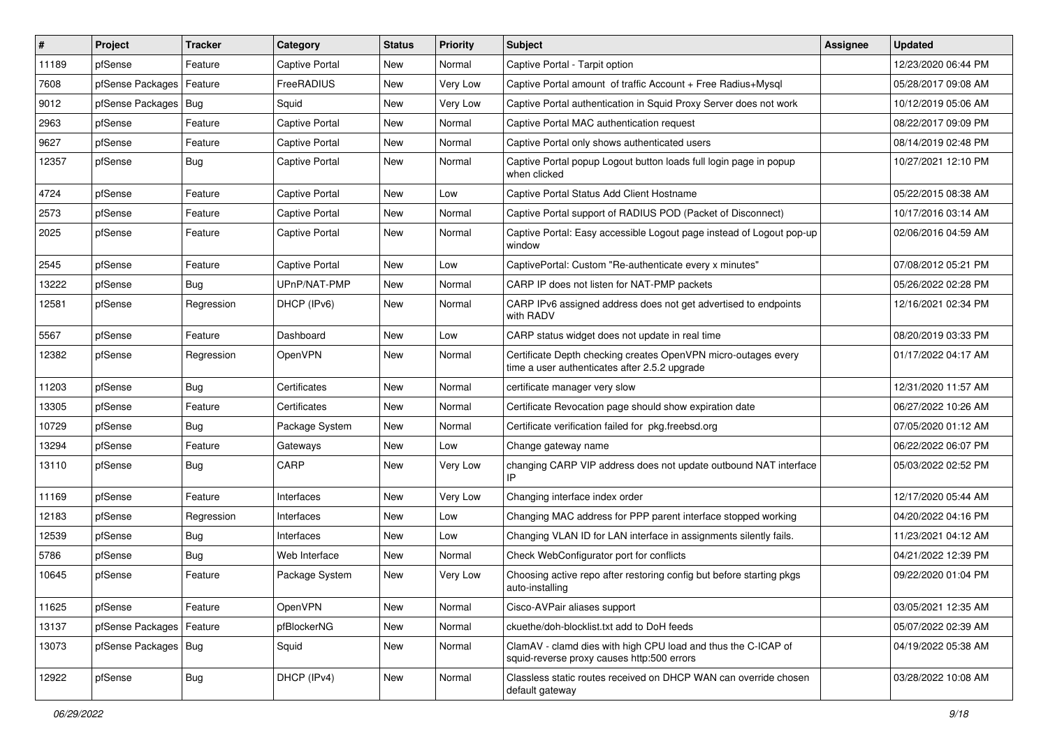| # | Project | Tracker | Category | Status | Priority | Subject | Assignee | Updated |
|---|---|---|---|---|---|---|---|---|
| 11189 | pfSense | Feature | Captive Portal | New | Normal | Captive Portal - Tarpit option | | 12/23/2020 06:44 PM |
| 7608 | pfSense Packages | Feature | FreeRADIUS | New | Very Low | Captive Portal amount  of traffic Account + Free Radius+Mysql | | 05/28/2017 09:08 AM |
| 9012 | pfSense Packages | Bug | Squid | New | Very Low | Captive Portal authentication in Squid Proxy Server does not work | | 10/12/2019 05:06 AM |
| 2963 | pfSense | Feature | Captive Portal | New | Normal | Captive Portal MAC authentication request | | 08/22/2017 09:09 PM |
| 9627 | pfSense | Feature | Captive Portal | New | Normal | Captive Portal only shows authenticated users | | 08/14/2019 02:48 PM |
| 12357 | pfSense | Bug | Captive Portal | New | Normal | Captive Portal popup Logout button loads full login page in popup when clicked | | 10/27/2021 12:10 PM |
| 4724 | pfSense | Feature | Captive Portal | New | Low | Captive Portal Status Add Client Hostname | | 05/22/2015 08:38 AM |
| 2573 | pfSense | Feature | Captive Portal | New | Normal | Captive Portal support of RADIUS POD (Packet of Disconnect) | | 10/17/2016 03:14 AM |
| 2025 | pfSense | Feature | Captive Portal | New | Normal | Captive Portal: Easy accessible Logout page instead of Logout pop-up window | | 02/06/2016 04:59 AM |
| 2545 | pfSense | Feature | Captive Portal | New | Low | CaptivePortal: Custom "Re-authenticate every x minutes" | | 07/08/2012 05:21 PM |
| 13222 | pfSense | Bug | UPnP/NAT-PMP | New | Normal | CARP IP does not listen for NAT-PMP packets | | 05/26/2022 02:28 PM |
| 12581 | pfSense | Regression | DHCP (IPv6) | New | Normal | CARP IPv6 assigned address does not get advertised to endpoints with RADV | | 12/16/2021 02:34 PM |
| 5567 | pfSense | Feature | Dashboard | New | Low | CARP status widget does not update in real time | | 08/20/2019 03:33 PM |
| 12382 | pfSense | Regression | OpenVPN | New | Normal | Certificate Depth checking creates OpenVPN micro-outages every time a user authenticates after 2.5.2 upgrade | | 01/17/2022 04:17 AM |
| 11203 | pfSense | Bug | Certificates | New | Normal | certificate manager very slow | | 12/31/2020 11:57 AM |
| 13305 | pfSense | Feature | Certificates | New | Normal | Certificate Revocation page should show expiration date | | 06/27/2022 10:26 AM |
| 10729 | pfSense | Bug | Package System | New | Normal | Certificate verification failed for  pkg.freebsd.org | | 07/05/2020 01:12 AM |
| 13294 | pfSense | Feature | Gateways | New | Low | Change gateway name | | 06/22/2022 06:07 PM |
| 13110 | pfSense | Bug | CARP | New | Very Low | changing CARP VIP address does not update outbound NAT interface IP | | 05/03/2022 02:52 PM |
| 11169 | pfSense | Feature | Interfaces | New | Very Low | Changing interface index order | | 12/17/2020 05:44 AM |
| 12183 | pfSense | Regression | Interfaces | New | Low | Changing MAC address for PPP parent interface stopped working | | 04/20/2022 04:16 PM |
| 12539 | pfSense | Bug | Interfaces | New | Low | Changing VLAN ID for LAN interface in assignments silently fails. | | 11/23/2021 04:12 AM |
| 5786 | pfSense | Bug | Web Interface | New | Normal | Check WebConfigurator port for conflicts | | 04/21/2022 12:39 PM |
| 10645 | pfSense | Feature | Package System | New | Very Low | Choosing active repo after restoring config but before starting pkgs auto-installing | | 09/22/2020 01:04 PM |
| 11625 | pfSense | Feature | OpenVPN | New | Normal | Cisco-AVPair aliases support | | 03/05/2021 12:35 AM |
| 13137 | pfSense Packages | Feature | pfBlockerNG | New | Normal | ckuethe/doh-blocklist.txt add to DoH feeds | | 05/07/2022 02:39 AM |
| 13073 | pfSense Packages | Bug | Squid | New | Normal | ClamAV - clamd dies with high CPU load and thus the C-ICAP of squid-reverse proxy causes http:500 errors | | 04/19/2022 05:38 AM |
| 12922 | pfSense | Bug | DHCP (IPv4) | New | Normal | Classless static routes received on DHCP WAN can override chosen default gateway | | 03/28/2022 10:08 AM |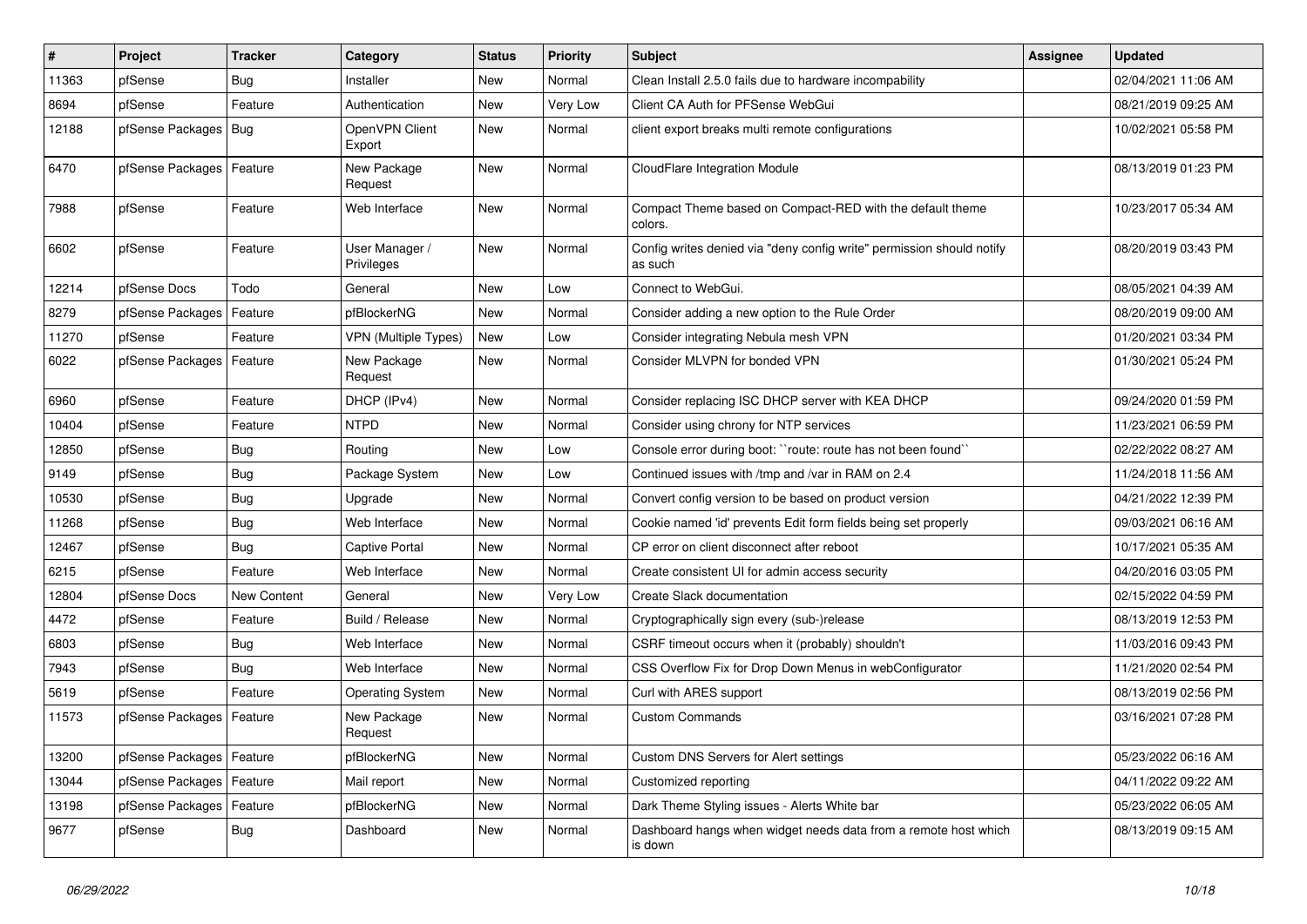| # | Project | Tracker | Category | Status | Priority | Subject | Assignee | Updated |
|---|---|---|---|---|---|---|---|---|
| 11363 | pfSense | Bug | Installer | New | Normal | Clean Install 2.5.0 fails due to hardware incompability | | 02/04/2021 11:06 AM |
| 8694 | pfSense | Feature | Authentication | New | Very Low | Client CA Auth for PFSense WebGui | | 08/21/2019 09:25 AM |
| 12188 | pfSense Packages | Bug | OpenVPN Client Export | New | Normal | client export breaks multi remote configurations | | 10/02/2021 05:58 PM |
| 6470 | pfSense Packages | Feature | New Package Request | New | Normal | CloudFlare Integration Module | | 08/13/2019 01:23 PM |
| 7988 | pfSense | Feature | Web Interface | New | Normal | Compact Theme based on Compact-RED with the default theme colors. | | 10/23/2017 05:34 AM |
| 6602 | pfSense | Feature | User Manager / Privileges | New | Normal | Config writes denied via "deny config write" permission should notify as such | | 08/20/2019 03:43 PM |
| 12214 | pfSense Docs | Todo | General | New | Low | Connect to WebGui. | | 08/05/2021 04:39 AM |
| 8279 | pfSense Packages | Feature | pfBlockerNG | New | Normal | Consider adding a new option to the Rule Order | | 08/20/2019 09:00 AM |
| 11270 | pfSense | Feature | VPN (Multiple Types) | New | Low | Consider integrating Nebula mesh VPN | | 01/20/2021 03:34 PM |
| 6022 | pfSense Packages | Feature | New Package Request | New | Normal | Consider MLVPN for bonded VPN | | 01/30/2021 05:24 PM |
| 6960 | pfSense | Feature | DHCP (IPv4) | New | Normal | Consider replacing ISC DHCP server with KEA DHCP | | 09/24/2020 01:59 PM |
| 10404 | pfSense | Feature | NTPD | New | Normal | Consider using chrony for NTP services | | 11/23/2021 06:59 PM |
| 12850 | pfSense | Bug | Routing | New | Low | Console error during boot: ``route: route has not been found`` | | 02/22/2022 08:27 AM |
| 9149 | pfSense | Bug | Package System | New | Low | Continued issues with /tmp and /var in RAM on 2.4 | | 11/24/2018 11:56 AM |
| 10530 | pfSense | Bug | Upgrade | New | Normal | Convert config version to be based on product version | | 04/21/2022 12:39 PM |
| 11268 | pfSense | Bug | Web Interface | New | Normal | Cookie named 'id' prevents Edit form fields being set properly | | 09/03/2021 06:16 AM |
| 12467 | pfSense | Bug | Captive Portal | New | Normal | CP error on client disconnect after reboot | | 10/17/2021 05:35 AM |
| 6215 | pfSense | Feature | Web Interface | New | Normal | Create consistent UI for admin access security | | 04/20/2016 03:05 PM |
| 12804 | pfSense Docs | New Content | General | New | Very Low | Create Slack documentation | | 02/15/2022 04:59 PM |
| 4472 | pfSense | Feature | Build / Release | New | Normal | Cryptographically sign every (sub-)release | | 08/13/2019 12:53 PM |
| 6803 | pfSense | Bug | Web Interface | New | Normal | CSRF timeout occurs when it (probably) shouldn't | | 11/03/2016 09:43 PM |
| 7943 | pfSense | Bug | Web Interface | New | Normal | CSS Overflow Fix for Drop Down Menus in webConfigurator | | 11/21/2020 02:54 PM |
| 5619 | pfSense | Feature | Operating System | New | Normal | Curl with ARES support | | 08/13/2019 02:56 PM |
| 11573 | pfSense Packages | Feature | New Package Request | New | Normal | Custom Commands | | 03/16/2021 07:28 PM |
| 13200 | pfSense Packages | Feature | pfBlockerNG | New | Normal | Custom DNS Servers for Alert settings | | 05/23/2022 06:16 AM |
| 13044 | pfSense Packages | Feature | Mail report | New | Normal | Customized reporting | | 04/11/2022 09:22 AM |
| 13198 | pfSense Packages | Feature | pfBlockerNG | New | Normal | Dark Theme Styling issues - Alerts White bar | | 05/23/2022 06:05 AM |
| 9677 | pfSense | Bug | Dashboard | New | Normal | Dashboard hangs when widget needs data from a remote host which is down | | 08/13/2019 09:15 AM |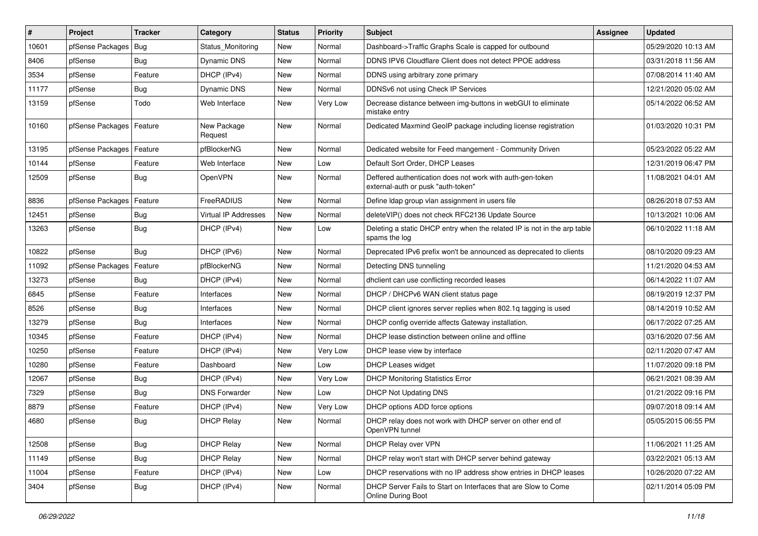| # | Project | Tracker | Category | Status | Priority | Subject | Assignee | Updated |
| --- | --- | --- | --- | --- | --- | --- | --- | --- |
| 10601 | pfSense Packages | Bug | Status_Monitoring | New | Normal | Dashboard->Traffic Graphs Scale is capped for outbound | | 05/29/2020 10:13 AM |
| 8406 | pfSense | Bug | Dynamic DNS | New | Normal | DDNS IPV6 Cloudflare Client does not detect PPOE address | | 03/31/2018 11:56 AM |
| 3534 | pfSense | Feature | DHCP (IPv4) | New | Normal | DDNS using arbitrary zone primary | | 07/08/2014 11:40 AM |
| 11177 | pfSense | Bug | Dynamic DNS | New | Normal | DDNSv6 not using Check IP Services | | 12/21/2020 05:02 AM |
| 13159 | pfSense | Todo | Web Interface | New | Very Low | Decrease distance between img-buttons in webGUI to eliminate mistake entry | | 05/14/2022 06:52 AM |
| 10160 | pfSense Packages | Feature | New Package Request | New | Normal | Dedicated Maxmind GeoIP package including license registration | | 01/03/2020 10:31 PM |
| 13195 | pfSense Packages | Feature | pfBlockerNG | New | Normal | Dedicated website for Feed mangement - Community Driven | | 05/23/2022 05:22 AM |
| 10144 | pfSense | Feature | Web Interface | New | Low | Default Sort Order, DHCP Leases | | 12/31/2019 06:47 PM |
| 12509 | pfSense | Bug | OpenVPN | New | Normal | Deffered authentication does not work with auth-gen-token external-auth or pusk "auth-token" | | 11/08/2021 04:01 AM |
| 8836 | pfSense Packages | Feature | FreeRADIUS | New | Normal | Define ldap group vlan assignment in users file | | 08/26/2018 07:53 AM |
| 12451 | pfSense | Bug | Virtual IP Addresses | New | Normal | deleteVIP() does not check RFC2136 Update Source | | 10/13/2021 10:06 AM |
| 13263 | pfSense | Bug | DHCP (IPv4) | New | Low | Deleting a static DHCP entry when the related IP is not in the arp table spams the log | | 06/10/2022 11:18 AM |
| 10822 | pfSense | Bug | DHCP (IPv6) | New | Normal | Deprecated IPv6 prefix won't be announced as deprecated to clients | | 08/10/2020 09:23 AM |
| 11092 | pfSense Packages | Feature | pfBlockerNG | New | Normal | Detecting DNS tunneling | | 11/21/2020 04:53 AM |
| 13273 | pfSense | Bug | DHCP (IPv4) | New | Normal | dhclient can use conflicting recorded leases | | 06/14/2022 11:07 AM |
| 6845 | pfSense | Feature | Interfaces | New | Normal | DHCP / DHCPv6 WAN client status page | | 08/19/2019 12:37 PM |
| 8526 | pfSense | Bug | Interfaces | New | Normal | DHCP client ignores server replies when 802.1q tagging is used | | 08/14/2019 10:52 AM |
| 13279 | pfSense | Bug | Interfaces | New | Normal | DHCP config override affects Gateway installation. | | 06/17/2022 07:25 AM |
| 10345 | pfSense | Feature | DHCP (IPv4) | New | Normal | DHCP lease distinction between online and offline | | 03/16/2020 07:56 AM |
| 10250 | pfSense | Feature | DHCP (IPv4) | New | Very Low | DHCP lease view by interface | | 02/11/2020 07:47 AM |
| 10280 | pfSense | Feature | Dashboard | New | Low | DHCP Leases widget | | 11/07/2020 09:18 PM |
| 12067 | pfSense | Bug | DHCP (IPv4) | New | Very Low | DHCP Monitoring Statistics Error | | 06/21/2021 08:39 AM |
| 7329 | pfSense | Bug | DNS Forwarder | New | Low | DHCP Not Updating DNS | | 01/21/2022 09:16 PM |
| 8879 | pfSense | Feature | DHCP (IPv4) | New | Very Low | DHCP options ADD force options | | 09/07/2018 09:14 AM |
| 4680 | pfSense | Bug | DHCP Relay | New | Normal | DHCP relay does not work with DHCP server on other end of OpenVPN tunnel | | 05/05/2015 06:55 PM |
| 12508 | pfSense | Bug | DHCP Relay | New | Normal | DHCP Relay over VPN | | 11/06/2021 11:25 AM |
| 11149 | pfSense | Bug | DHCP Relay | New | Normal | DHCP relay won't start with DHCP server behind gateway | | 03/22/2021 05:13 AM |
| 11004 | pfSense | Feature | DHCP (IPv4) | New | Low | DHCP reservations with no IP address show entries in DHCP leases | | 10/26/2020 07:22 AM |
| 3404 | pfSense | Bug | DHCP (IPv4) | New | Normal | DHCP Server Fails to Start on Interfaces that are Slow to Come Online During Boot | | 02/11/2014 05:09 PM |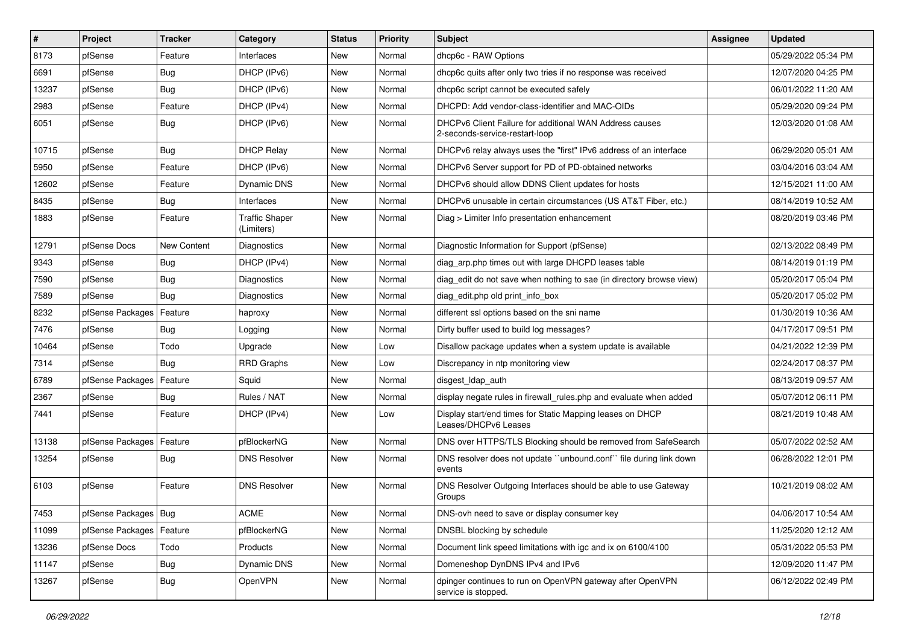| # | Project | Tracker | Category | Status | Priority | Subject | Assignee | Updated |
|---|---|---|---|---|---|---|---|---|
| 8173 | pfSense | Feature | Interfaces | New | Normal | dhcp6c - RAW Options | | 05/29/2022 05:34 PM |
| 6691 | pfSense | Bug | DHCP (IPv6) | New | Normal | dhcp6c quits after only two tries if no response was received | | 12/07/2020 04:25 PM |
| 13237 | pfSense | Bug | DHCP (IPv6) | New | Normal | dhcp6c script cannot be executed safely | | 06/01/2022 11:20 AM |
| 2983 | pfSense | Feature | DHCP (IPv4) | New | Normal | DHCPD: Add vendor-class-identifier and MAC-OIDs | | 05/29/2020 09:24 PM |
| 6051 | pfSense | Bug | DHCP (IPv6) | New | Normal | DHCPv6 Client Failure for additional WAN Address causes 2-seconds-service-restart-loop | | 12/03/2020 01:08 AM |
| 10715 | pfSense | Bug | DHCP Relay | New | Normal | DHCPv6 relay always uses the "first" IPv6 address of an interface | | 06/29/2020 05:01 AM |
| 5950 | pfSense | Feature | DHCP (IPv6) | New | Normal | DHCPv6 Server support for PD of PD-obtained networks | | 03/04/2016 03:04 AM |
| 12602 | pfSense | Feature | Dynamic DNS | New | Normal | DHCPv6 should allow DDNS Client updates for hosts | | 12/15/2021 11:00 AM |
| 8435 | pfSense | Bug | Interfaces | New | Normal | DHCPv6 unusable in certain circumstances (US AT&T Fiber, etc.) | | 08/14/2019 10:52 AM |
| 1883 | pfSense | Feature | Traffic Shaper (Limiters) | New | Normal | Diag > Limiter Info presentation enhancement | | 08/20/2019 03:46 PM |
| 12791 | pfSense Docs | New Content | Diagnostics | New | Normal | Diagnostic Information for Support (pfSense) | | 02/13/2022 08:49 PM |
| 9343 | pfSense | Bug | DHCP (IPv4) | New | Normal | diag_arp.php times out with large DHCPD leases table | | 08/14/2019 01:19 PM |
| 7590 | pfSense | Bug | Diagnostics | New | Normal | diag_edit do not save when nothing to sae (in directory browse view) | | 05/20/2017 05:04 PM |
| 7589 | pfSense | Bug | Diagnostics | New | Normal | diag_edit.php old print_info_box | | 05/20/2017 05:02 PM |
| 8232 | pfSense Packages | Feature | haproxy | New | Normal | different ssl options based on the sni name | | 01/30/2019 10:36 AM |
| 7476 | pfSense | Bug | Logging | New | Normal | Dirty buffer used to build log messages? | | 04/17/2017 09:51 PM |
| 10464 | pfSense | Todo | Upgrade | New | Low | Disallow package updates when a system update is available | | 04/21/2022 12:39 PM |
| 7314 | pfSense | Bug | RRD Graphs | New | Low | Discrepancy in ntp monitoring view | | 02/24/2017 08:37 PM |
| 6789 | pfSense Packages | Feature | Squid | New | Normal | disgest_ldap_auth | | 08/13/2019 09:57 AM |
| 2367 | pfSense | Bug | Rules / NAT | New | Normal | display negate rules in firewall_rules.php and evaluate when added | | 05/07/2012 06:11 PM |
| 7441 | pfSense | Feature | DHCP (IPv4) | New | Low | Display start/end times for Static Mapping leases on DHCP Leases/DHCPv6 Leases | | 08/21/2019 10:48 AM |
| 13138 | pfSense Packages | Feature | pfBlockerNG | New | Normal | DNS over HTTPS/TLS Blocking should be removed from SafeSearch | | 05/07/2022 02:52 AM |
| 13254 | pfSense | Bug | DNS Resolver | New | Normal | DNS resolver does not update ``unbound.conf`` file during link down events | | 06/28/2022 12:01 PM |
| 6103 | pfSense | Feature | DNS Resolver | New | Normal | DNS Resolver Outgoing Interfaces should be able to use Gateway Groups | | 10/21/2019 08:02 AM |
| 7453 | pfSense Packages | Bug | ACME | New | Normal | DNS-ovh need to save or display consumer key | | 04/06/2017 10:54 AM |
| 11099 | pfSense Packages | Feature | pfBlockerNG | New | Normal | DNSBL blocking by schedule | | 11/25/2020 12:12 AM |
| 13236 | pfSense Docs | Todo | Products | New | Normal | Document link speed limitations with igc and ix on 6100/4100 | | 05/31/2022 05:53 PM |
| 11147 | pfSense | Bug | Dynamic DNS | New | Normal | Domeneshop DynDNS IPv4 and IPv6 | | 12/09/2020 11:47 PM |
| 13267 | pfSense | Bug | OpenVPN | New | Normal | dpinger continues to run on OpenVPN gateway after OpenVPN service is stopped. | | 06/12/2022 02:49 PM |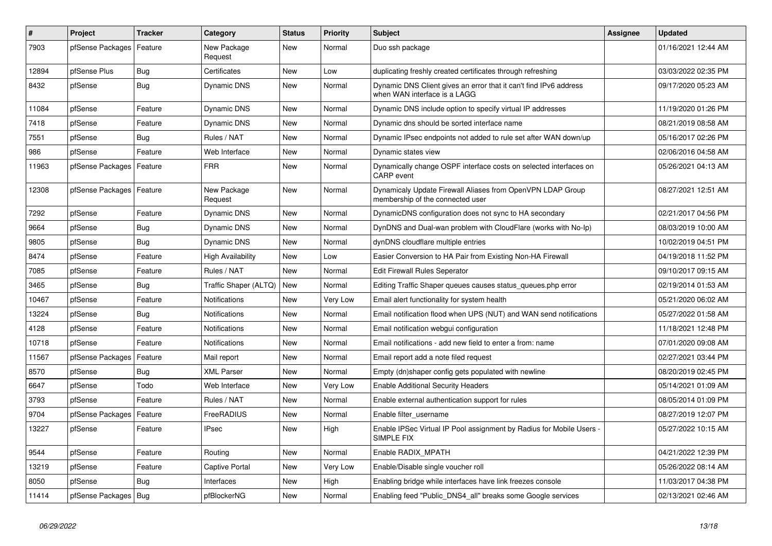| # | Project | Tracker | Category | Status | Priority | Subject | Assignee | Updated |
|---|---|---|---|---|---|---|---|---|
| 7903 | pfSense Packages | Feature | New Package Request | New | Normal | Duo ssh package | | 01/16/2021 12:44 AM |
| 12894 | pfSense Plus | Bug | Certificates | New | Low | duplicating freshly created certificates through refreshing | | 03/03/2022 02:35 PM |
| 8432 | pfSense | Bug | Dynamic DNS | New | Normal | Dynamic DNS Client gives an error that it can't find IPv6 address when WAN interface is a LAGG | | 09/17/2020 05:23 AM |
| 11084 | pfSense | Feature | Dynamic DNS | New | Normal | Dynamic DNS include option to specify virtual IP addresses | | 11/19/2020 01:26 PM |
| 7418 | pfSense | Feature | Dynamic DNS | New | Normal | Dynamic dns should be sorted interface name | | 08/21/2019 08:58 AM |
| 7551 | pfSense | Bug | Rules / NAT | New | Normal | Dynamic IPsec endpoints not added to rule set after WAN down/up | | 05/16/2017 02:26 PM |
| 986 | pfSense | Feature | Web Interface | New | Normal | Dynamic states view | | 02/06/2016 04:58 AM |
| 11963 | pfSense Packages | Feature | FRR | New | Normal | Dynamically change OSPF interface costs on selected interfaces on CARP event | | 05/26/2021 04:13 AM |
| 12308 | pfSense Packages | Feature | New Package Request | New | Normal | Dynamicaly Update Firewall Aliases from OpenVPN LDAP Group membership of the connected user | | 08/27/2021 12:51 AM |
| 7292 | pfSense | Feature | Dynamic DNS | New | Normal | DynamicDNS configuration does not sync to HA secondary | | 02/21/2017 04:56 PM |
| 9664 | pfSense | Bug | Dynamic DNS | New | Normal | DynDNS and Dual-wan problem with CloudFlare (works with No-Ip) | | 08/03/2019 10:00 AM |
| 9805 | pfSense | Bug | Dynamic DNS | New | Normal | dynDNS cloudflare multiple entries | | 10/02/2019 04:51 PM |
| 8474 | pfSense | Feature | High Availability | New | Low | Easier Conversion to HA Pair from Existing Non-HA Firewall | | 04/19/2018 11:52 PM |
| 7085 | pfSense | Feature | Rules / NAT | New | Normal | Edit Firewall Rules Seperator | | 09/10/2017 09:15 AM |
| 3465 | pfSense | Bug | Traffic Shaper (ALTQ) | New | Normal | Editing Traffic Shaper queues causes status_queues.php error | | 02/19/2014 01:53 AM |
| 10467 | pfSense | Feature | Notifications | New | Very Low | Email alert functionality for system health | | 05/21/2020 06:02 AM |
| 13224 | pfSense | Bug | Notifications | New | Normal | Email notification flood when UPS (NUT) and WAN send notifications | | 05/27/2022 01:58 AM |
| 4128 | pfSense | Feature | Notifications | New | Normal | Email notification webgui configuration | | 11/18/2021 12:48 PM |
| 10718 | pfSense | Feature | Notifications | New | Normal | Email notifications - add new field to enter a from: name | | 07/01/2020 09:08 AM |
| 11567 | pfSense Packages | Feature | Mail report | New | Normal | Email report add a note filed request | | 02/27/2021 03:44 PM |
| 8570 | pfSense | Bug | XML Parser | New | Normal | Empty (dn)shaper config gets populated with newline | | 08/20/2019 02:45 PM |
| 6647 | pfSense | Todo | Web Interface | New | Very Low | Enable Additional Security Headers | | 05/14/2021 01:09 AM |
| 3793 | pfSense | Feature | Rules / NAT | New | Normal | Enable external authentication support for rules | | 08/05/2014 01:09 PM |
| 9704 | pfSense Packages | Feature | FreeRADIUS | New | Normal | Enable filter_username | | 08/27/2019 12:07 PM |
| 13227 | pfSense | Feature | IPsec | New | High | Enable IPSec Virtual IP Pool assignment by Radius for Mobile Users - SIMPLE FIX | | 05/27/2022 10:15 AM |
| 9544 | pfSense | Feature | Routing | New | Normal | Enable RADIX_MPATH | | 04/21/2022 12:39 PM |
| 13219 | pfSense | Feature | Captive Portal | New | Very Low | Enable/Disable single voucher roll | | 05/26/2022 08:14 AM |
| 8050 | pfSense | Bug | Interfaces | New | High | Enabling bridge while interfaces have link freezes console | | 11/03/2017 04:38 PM |
| 11414 | pfSense Packages | Bug | pfBlockerNG | New | Normal | Enabling feed "Public_DNS4_all" breaks some Google services | | 02/13/2021 02:46 AM |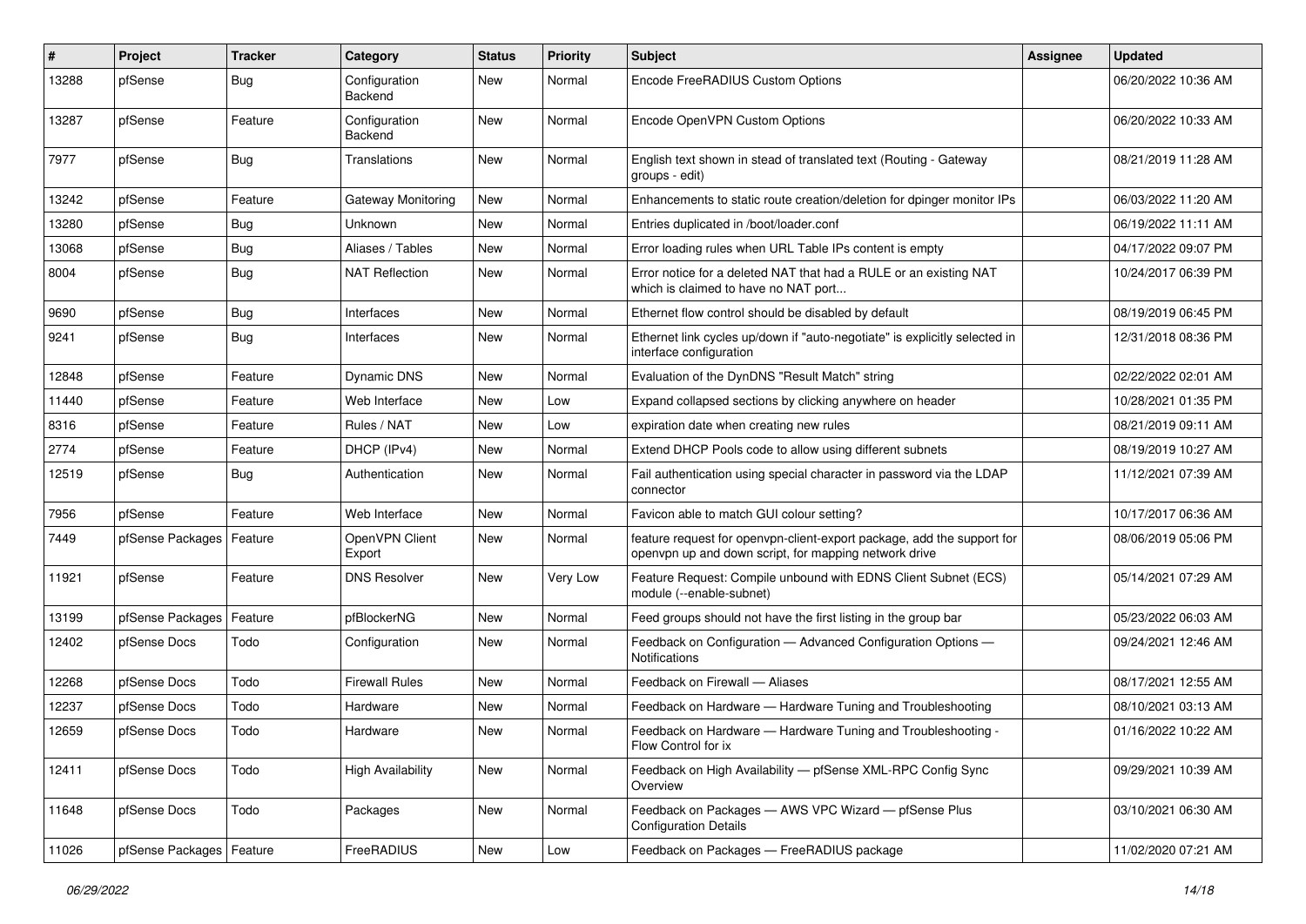| # | Project | Tracker | Category | Status | Priority | Subject | Assignee | Updated |
|---|---|---|---|---|---|---|---|---|
| 13288 | pfSense | Bug | Configuration Backend | New | Normal | Encode FreeRADIUS Custom Options | | 06/20/2022 10:36 AM |
| 13287 | pfSense | Feature | Configuration Backend | New | Normal | Encode OpenVPN Custom Options | | 06/20/2022 10:33 AM |
| 7977 | pfSense | Bug | Translations | New | Normal | English text shown in stead of translated text (Routing - Gateway groups - edit) | | 08/21/2019 11:28 AM |
| 13242 | pfSense | Feature | Gateway Monitoring | New | Normal | Enhancements to static route creation/deletion for dpinger monitor IPs | | 06/03/2022 11:20 AM |
| 13280 | pfSense | Bug | Unknown | New | Normal | Entries duplicated in /boot/loader.conf | | 06/19/2022 11:11 AM |
| 13068 | pfSense | Bug | Aliases / Tables | New | Normal | Error loading rules when URL Table IPs content is empty | | 04/17/2022 09:07 PM |
| 8004 | pfSense | Bug | NAT Reflection | New | Normal | Error notice for a deleted NAT that had a RULE or an existing NAT which is claimed to have no NAT port... | | 10/24/2017 06:39 PM |
| 9690 | pfSense | Bug | Interfaces | New | Normal | Ethernet flow control should be disabled by default | | 08/19/2019 06:45 PM |
| 9241 | pfSense | Bug | Interfaces | New | Normal | Ethernet link cycles up/down if "auto-negotiate" is explicitly selected in interface configuration | | 12/31/2018 08:36 PM |
| 12848 | pfSense | Feature | Dynamic DNS | New | Normal | Evaluation of the DynDNS "Result Match" string | | 02/22/2022 02:01 AM |
| 11440 | pfSense | Feature | Web Interface | New | Low | Expand collapsed sections by clicking anywhere on header | | 10/28/2021 01:35 PM |
| 8316 | pfSense | Feature | Rules / NAT | New | Low | expiration date when creating new rules | | 08/21/2019 09:11 AM |
| 2774 | pfSense | Feature | DHCP (IPv4) | New | Normal | Extend DHCP Pools code to allow using different subnets | | 08/19/2019 10:27 AM |
| 12519 | pfSense | Bug | Authentication | New | Normal | Fail authentication using special character in password via the LDAP connector | | 11/12/2021 07:39 AM |
| 7956 | pfSense | Feature | Web Interface | New | Normal | Favicon able to match GUI colour setting? | | 10/17/2017 06:36 AM |
| 7449 | pfSense Packages | Feature | OpenVPN Client Export | New | Normal | feature request for openvpn-client-export package, add the support for openvpn up and down script, for mapping network drive | | 08/06/2019 05:06 PM |
| 11921 | pfSense | Feature | DNS Resolver | New | Very Low | Feature Request: Compile unbound with EDNS Client Subnet (ECS) module (--enable-subnet) | | 05/14/2021 07:29 AM |
| 13199 | pfSense Packages | Feature | pfBlockerNG | New | Normal | Feed groups should not have the first listing in the group bar | | 05/23/2022 06:03 AM |
| 12402 | pfSense Docs | Todo | Configuration | New | Normal | Feedback on Configuration — Advanced Configuration Options — Notifications | | 09/24/2021 12:46 AM |
| 12268 | pfSense Docs | Todo | Firewall Rules | New | Normal | Feedback on Firewall — Aliases | | 08/17/2021 12:55 AM |
| 12237 | pfSense Docs | Todo | Hardware | New | Normal | Feedback on Hardware — Hardware Tuning and Troubleshooting | | 08/10/2021 03:13 AM |
| 12659 | pfSense Docs | Todo | Hardware | New | Normal | Feedback on Hardware — Hardware Tuning and Troubleshooting - Flow Control for ix | | 01/16/2022 10:22 AM |
| 12411 | pfSense Docs | Todo | High Availability | New | Normal | Feedback on High Availability — pfSense XML-RPC Config Sync Overview | | 09/29/2021 10:39 AM |
| 11648 | pfSense Docs | Todo | Packages | New | Normal | Feedback on Packages — AWS VPC Wizard — pfSense Plus Configuration Details | | 03/10/2021 06:30 AM |
| 11026 | pfSense Packages | Feature | FreeRADIUS | New | Low | Feedback on Packages — FreeRADIUS package | | 11/02/2020 07:21 AM |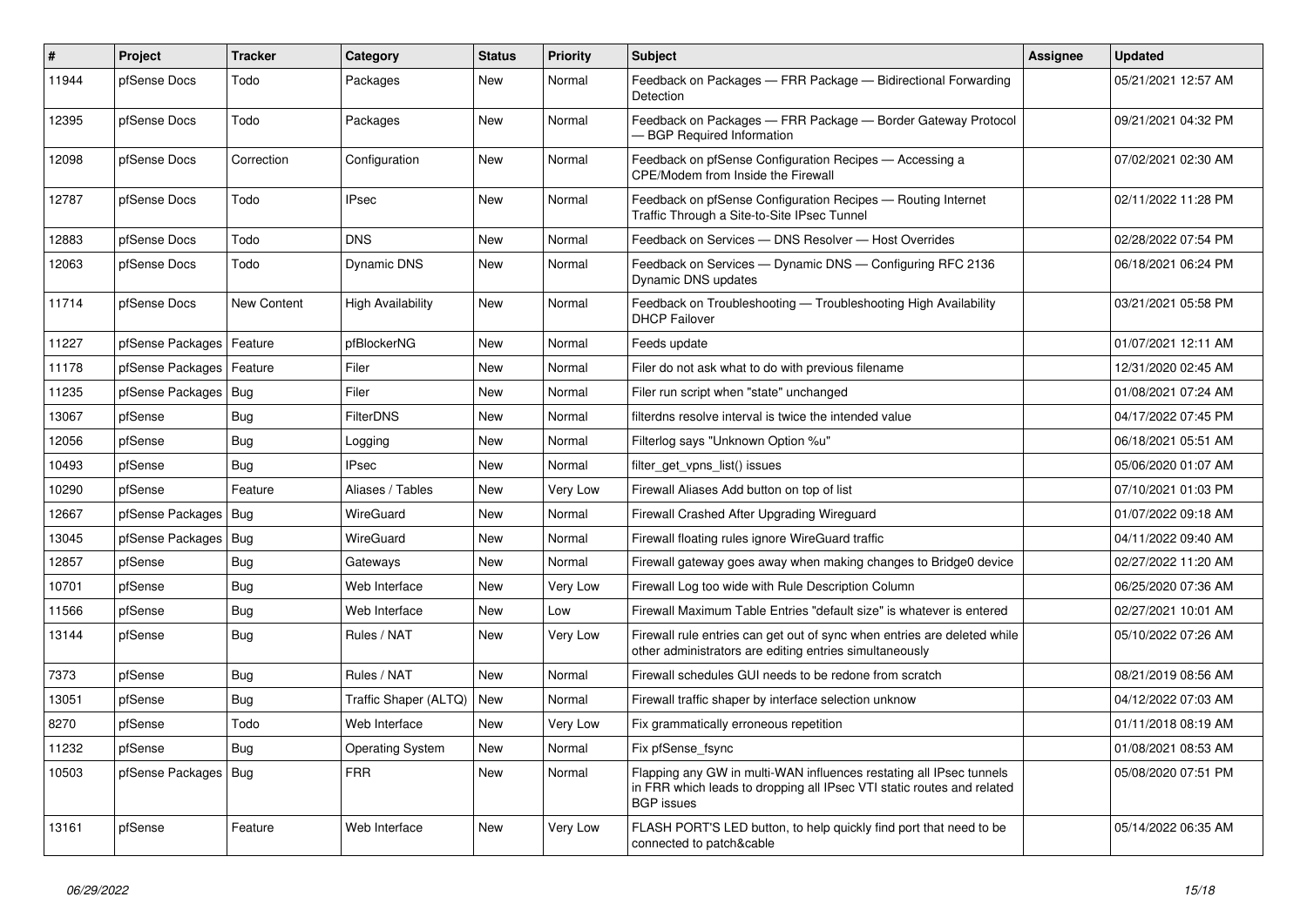| # | Project | Tracker | Category | Status | Priority | Subject | Assignee | Updated |
|---|---|---|---|---|---|---|---|---|
| 11944 | pfSense Docs | Todo | Packages | New | Normal | Feedback on Packages — FRR Package — Bidirectional Forwarding Detection | | 05/21/2021 12:57 AM |
| 12395 | pfSense Docs | Todo | Packages | New | Normal | Feedback on Packages — FRR Package — Border Gateway Protocol — BGP Required Information | | 09/21/2021 04:32 PM |
| 12098 | pfSense Docs | Correction | Configuration | New | Normal | Feedback on pfSense Configuration Recipes — Accessing a CPE/Modem from Inside the Firewall | | 07/02/2021 02:30 AM |
| 12787 | pfSense Docs | Todo | IPsec | New | Normal | Feedback on pfSense Configuration Recipes — Routing Internet Traffic Through a Site-to-Site IPsec Tunnel | | 02/11/2022 11:28 PM |
| 12883 | pfSense Docs | Todo | DNS | New | Normal | Feedback on Services — DNS Resolver — Host Overrides | | 02/28/2022 07:54 PM |
| 12063 | pfSense Docs | Todo | Dynamic DNS | New | Normal | Feedback on Services — Dynamic DNS — Configuring RFC 2136 Dynamic DNS updates | | 06/18/2021 06:24 PM |
| 11714 | pfSense Docs | New Content | High Availability | New | Normal | Feedback on Troubleshooting — Troubleshooting High Availability DHCP Failover | | 03/21/2021 05:58 PM |
| 11227 | pfSense Packages | Feature | pfBlockerNG | New | Normal | Feeds update | | 01/07/2021 12:11 AM |
| 11178 | pfSense Packages | Feature | Filer | New | Normal | Filer do not ask what to do with previous filename | | 12/31/2020 02:45 AM |
| 11235 | pfSense Packages | Bug | Filer | New | Normal | Filer run script when "state" unchanged | | 01/08/2021 07:24 AM |
| 13067 | pfSense | Bug | FilterDNS | New | Normal | filterdns resolve interval is twice the intended value | | 04/17/2022 07:45 PM |
| 12056 | pfSense | Bug | Logging | New | Normal | Filterlog says "Unknown Option %u" | | 06/18/2021 05:51 AM |
| 10493 | pfSense | Bug | IPsec | New | Normal | filter_get_vpns_list() issues | | 05/06/2020 01:07 AM |
| 10290 | pfSense | Feature | Aliases / Tables | New | Very Low | Firewall Aliases Add button on top of list | | 07/10/2021 01:03 PM |
| 12667 | pfSense Packages | Bug | WireGuard | New | Normal | Firewall Crashed After Upgrading Wireguard | | 01/07/2022 09:18 AM |
| 13045 | pfSense Packages | Bug | WireGuard | New | Normal | Firewall floating rules ignore WireGuard traffic | | 04/11/2022 09:40 AM |
| 12857 | pfSense | Bug | Gateways | New | Normal | Firewall gateway goes away when making changes to Bridge0 device | | 02/27/2022 11:20 AM |
| 10701 | pfSense | Bug | Web Interface | New | Very Low | Firewall Log too wide with Rule Description Column | | 06/25/2020 07:36 AM |
| 11566 | pfSense | Bug | Web Interface | New | Low | Firewall Maximum Table Entries "default size" is whatever is entered | | 02/27/2021 10:01 AM |
| 13144 | pfSense | Bug | Rules / NAT | New | Very Low | Firewall rule entries can get out of sync when entries are deleted while other administrators are editing entries simultaneously | | 05/10/2022 07:26 AM |
| 7373 | pfSense | Bug | Rules / NAT | New | Normal | Firewall schedules GUI needs to be redone from scratch | | 08/21/2019 08:56 AM |
| 13051 | pfSense | Bug | Traffic Shaper (ALTQ) | New | Normal | Firewall traffic shaper by interface selection unknow | | 04/12/2022 07:03 AM |
| 8270 | pfSense | Todo | Web Interface | New | Very Low | Fix grammatically erroneous repetition | | 01/11/2018 08:19 AM |
| 11232 | pfSense | Bug | Operating System | New | Normal | Fix pfSense_fsync | | 01/08/2021 08:53 AM |
| 10503 | pfSense Packages | Bug | FRR | New | Normal | Flapping any GW in multi-WAN influences restating all IPsec tunnels in FRR which leads to dropping all IPsec VTI static routes and related BGP issues | | 05/08/2020 07:51 PM |
| 13161 | pfSense | Feature | Web Interface | New | Very Low | FLASH PORT'S LED button, to help quickly find port that need to be connected to patch&cable | | 05/14/2022 06:35 AM |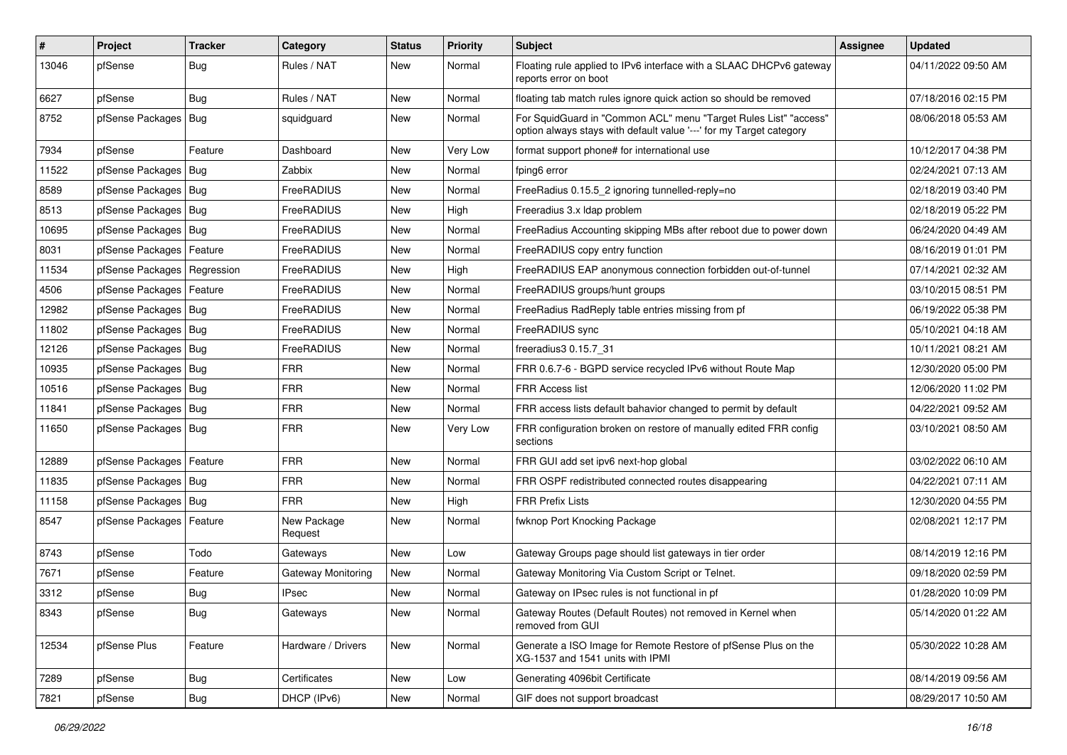| # | Project | Tracker | Category | Status | Priority | Subject | Assignee | Updated |
|---|---|---|---|---|---|---|---|---|
| 13046 | pfSense | Bug | Rules / NAT | New | Normal | Floating rule applied to IPv6 interface with a SLAAC DHCPv6 gateway reports error on boot | | 04/11/2022 09:50 AM |
| 6627 | pfSense | Bug | Rules / NAT | New | Normal | floating tab match rules ignore quick action so should be removed | | 07/18/2016 02:15 PM |
| 8752 | pfSense Packages | Bug | squidguard | New | Normal | For SquidGuard in "Common ACL" menu "Target Rules List" "access" option always stays with default value '---' for my Target category | | 08/06/2018 05:53 AM |
| 7934 | pfSense | Feature | Dashboard | New | Very Low | format support phone# for international use | | 10/12/2017 04:38 PM |
| 11522 | pfSense Packages | Bug | Zabbix | New | Normal | fping6 error | | 02/24/2021 07:13 AM |
| 8589 | pfSense Packages | Bug | FreeRADIUS | New | Normal | FreeRadius 0.15.5_2 ignoring tunnelled-reply=no | | 02/18/2019 03:40 PM |
| 8513 | pfSense Packages | Bug | FreeRADIUS | New | High | Freeradius 3.x ldap problem | | 02/18/2019 05:22 PM |
| 10695 | pfSense Packages | Bug | FreeRADIUS | New | Normal | FreeRadius Accounting skipping MBs after reboot due to power down | | 06/24/2020 04:49 AM |
| 8031 | pfSense Packages | Feature | FreeRADIUS | New | Normal | FreeRADIUS copy entry function | | 08/16/2019 01:01 PM |
| 11534 | pfSense Packages | Regression | FreeRADIUS | New | High | FreeRADIUS EAP anonymous connection forbidden out-of-tunnel | | 07/14/2021 02:32 AM |
| 4506 | pfSense Packages | Feature | FreeRADIUS | New | Normal | FreeRADIUS groups/hunt groups | | 03/10/2015 08:51 PM |
| 12982 | pfSense Packages | Bug | FreeRADIUS | New | Normal | FreeRadius RadReply table entries missing from pf | | 06/19/2022 05:38 PM |
| 11802 | pfSense Packages | Bug | FreeRADIUS | New | Normal | FreeRADIUS sync | | 05/10/2021 04:18 AM |
| 12126 | pfSense Packages | Bug | FreeRADIUS | New | Normal | freeradius3 0.15.7_31 | | 10/11/2021 08:21 AM |
| 10935 | pfSense Packages | Bug | FRR | New | Normal | FRR 0.6.7-6 - BGPD service recycled IPv6 without Route Map | | 12/30/2020 05:00 PM |
| 10516 | pfSense Packages | Bug | FRR | New | Normal | FRR Access list | | 12/06/2020 11:02 PM |
| 11841 | pfSense Packages | Bug | FRR | New | Normal | FRR access lists default bahavior changed to permit by default | | 04/22/2021 09:52 AM |
| 11650 | pfSense Packages | Bug | FRR | New | Very Low | FRR configuration broken on restore of manually edited FRR config sections | | 03/10/2021 08:50 AM |
| 12889 | pfSense Packages | Feature | FRR | New | Normal | FRR GUI add set ipv6 next-hop global | | 03/02/2022 06:10 AM |
| 11835 | pfSense Packages | Bug | FRR | New | Normal | FRR OSPF redistributed connected routes disappearing | | 04/22/2021 07:11 AM |
| 11158 | pfSense Packages | Bug | FRR | New | High | FRR Prefix Lists | | 12/30/2020 04:55 PM |
| 8547 | pfSense Packages | Feature | New Package Request | New | Normal | fwknop Port Knocking Package | | 02/08/2021 12:17 PM |
| 8743 | pfSense | Todo | Gateways | New | Low | Gateway Groups page should list gateways in tier order | | 08/14/2019 12:16 PM |
| 7671 | pfSense | Feature | Gateway Monitoring | New | Normal | Gateway Monitoring Via Custom Script or Telnet. | | 09/18/2020 02:59 PM |
| 3312 | pfSense | Bug | IPsec | New | Normal | Gateway on IPsec rules is not functional in pf | | 01/28/2020 10:09 PM |
| 8343 | pfSense | Bug | Gateways | New | Normal | Gateway Routes (Default Routes) not removed in Kernel when removed from GUI | | 05/14/2020 01:22 AM |
| 12534 | pfSense Plus | Feature | Hardware / Drivers | New | Normal | Generate a ISO Image for Remote Restore of pfSense Plus on the XG-1537 and 1541 units with IPMI | | 05/30/2022 10:28 AM |
| 7289 | pfSense | Bug | Certificates | New | Low | Generating 4096bit Certificate | | 08/14/2019 09:56 AM |
| 7821 | pfSense | Bug | DHCP (IPv6) | New | Normal | GIF does not support broadcast | | 08/29/2017 10:50 AM |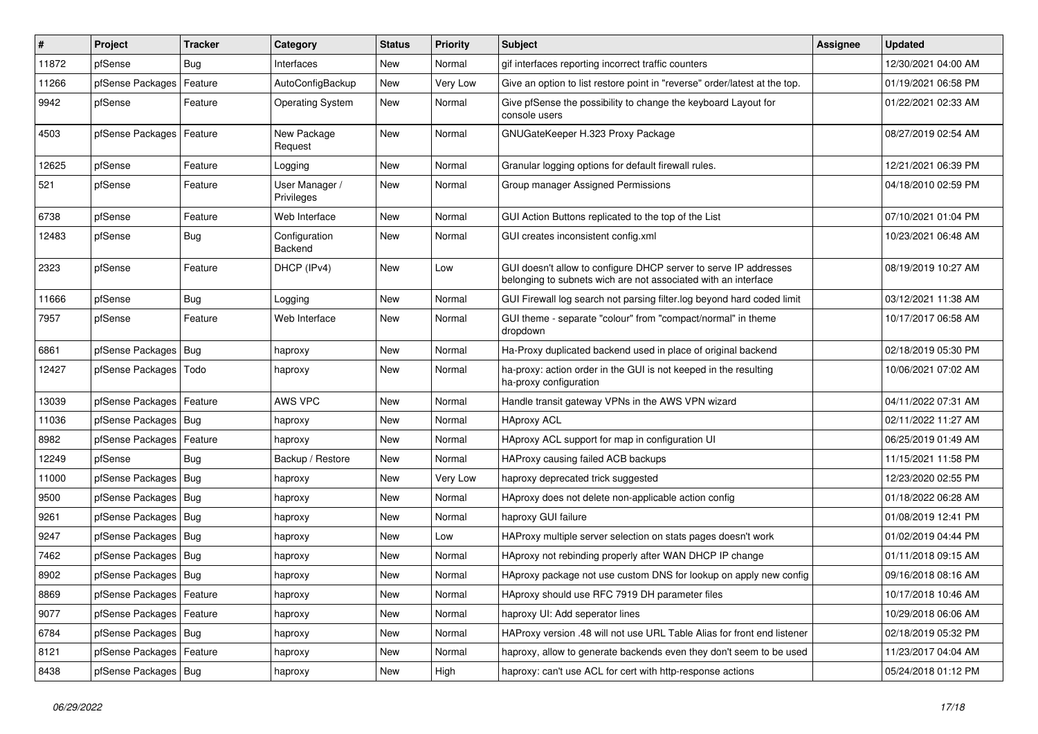| # | Project | Tracker | Category | Status | Priority | Subject | Assignee | Updated |
|---|---|---|---|---|---|---|---|---|
| 11872 | pfSense | Bug | Interfaces | New | Normal | gif interfaces reporting incorrect traffic counters | | 12/30/2021 04:00 AM |
| 11266 | pfSense Packages | Feature | AutoConfigBackup | New | Very Low | Give an option to list restore point in "reverse" order/latest at the top. | | 01/19/2021 06:58 PM |
| 9942 | pfSense | Feature | Operating System | New | Normal | Give pfSense the possibility to change the keyboard Layout for console users | | 01/22/2021 02:33 AM |
| 4503 | pfSense Packages | Feature | New Package Request | New | Normal | GNUGateKeeper H.323 Proxy Package | | 08/27/2019 02:54 AM |
| 12625 | pfSense | Feature | Logging | New | Normal | Granular logging options for default firewall rules. | | 12/21/2021 06:39 PM |
| 521 | pfSense | Feature | User Manager / Privileges | New | Normal | Group manager Assigned Permissions | | 04/18/2010 02:59 PM |
| 6738 | pfSense | Feature | Web Interface | New | Normal | GUI Action Buttons replicated to the top of the List | | 07/10/2021 01:04 PM |
| 12483 | pfSense | Bug | Configuration Backend | New | Normal | GUI creates inconsistent config.xml | | 10/23/2021 06:48 AM |
| 2323 | pfSense | Feature | DHCP (IPv4) | New | Low | GUI doesn't allow to configure DHCP server to serve IP addresses belonging to subnets wich are not associated with an interface | | 08/19/2019 10:27 AM |
| 11666 | pfSense | Bug | Logging | New | Normal | GUI Firewall log search not parsing filter.log beyond hard coded limit | | 03/12/2021 11:38 AM |
| 7957 | pfSense | Feature | Web Interface | New | Normal | GUI theme - separate "colour" from "compact/normal" in theme dropdown | | 10/17/2017 06:58 AM |
| 6861 | pfSense Packages | Bug | haproxy | New | Normal | Ha-Proxy duplicated backend used in place of original backend | | 02/18/2019 05:30 PM |
| 12427 | pfSense Packages | Todo | haproxy | New | Normal | ha-proxy: action order in the GUI is not keeped in the resulting ha-proxy configuration | | 10/06/2021 07:02 AM |
| 13039 | pfSense Packages | Feature | AWS VPC | New | Normal | Handle transit gateway VPNs in the AWS VPN wizard | | 04/11/2022 07:31 AM |
| 11036 | pfSense Packages | Bug | haproxy | New | Normal | HAproxy ACL | | 02/11/2022 11:27 AM |
| 8982 | pfSense Packages | Feature | haproxy | New | Normal | HAproxy ACL support for map in configuration UI | | 06/25/2019 01:49 AM |
| 12249 | pfSense | Bug | Backup / Restore | New | Normal | HAProxy causing failed ACB backups | | 11/15/2021 11:58 PM |
| 11000 | pfSense Packages | Bug | haproxy | New | Very Low | haproxy deprecated trick suggested | | 12/23/2020 02:55 PM |
| 9500 | pfSense Packages | Bug | haproxy | New | Normal | HAproxy does not delete non-applicable action config | | 01/18/2022 06:28 AM |
| 9261 | pfSense Packages | Bug | haproxy | New | Normal | haproxy GUI failure | | 01/08/2019 12:41 PM |
| 9247 | pfSense Packages | Bug | haproxy | New | Low | HAProxy multiple server selection on stats pages doesn't work | | 01/02/2019 04:44 PM |
| 7462 | pfSense Packages | Bug | haproxy | New | Normal | HAproxy not rebinding properly after WAN DHCP IP change | | 01/11/2018 09:15 AM |
| 8902 | pfSense Packages | Bug | haproxy | New | Normal | HAproxy package not use custom DNS for lookup on apply new config | | 09/16/2018 08:16 AM |
| 8869 | pfSense Packages | Feature | haproxy | New | Normal | HAproxy should use RFC 7919 DH parameter files | | 10/17/2018 10:46 AM |
| 9077 | pfSense Packages | Feature | haproxy | New | Normal | haproxy UI: Add seperator lines | | 10/29/2018 06:06 AM |
| 6784 | pfSense Packages | Bug | haproxy | New | Normal | HAProxy version .48 will not use URL Table Alias for front end listener | | 02/18/2019 05:32 PM |
| 8121 | pfSense Packages | Feature | haproxy | New | Normal | haproxy, allow to generate backends even they don't seem to be used | | 11/23/2017 04:04 AM |
| 8438 | pfSense Packages | Bug | haproxy | New | High | haproxy: can't use ACL for cert with http-response actions | | 05/24/2018 01:12 PM |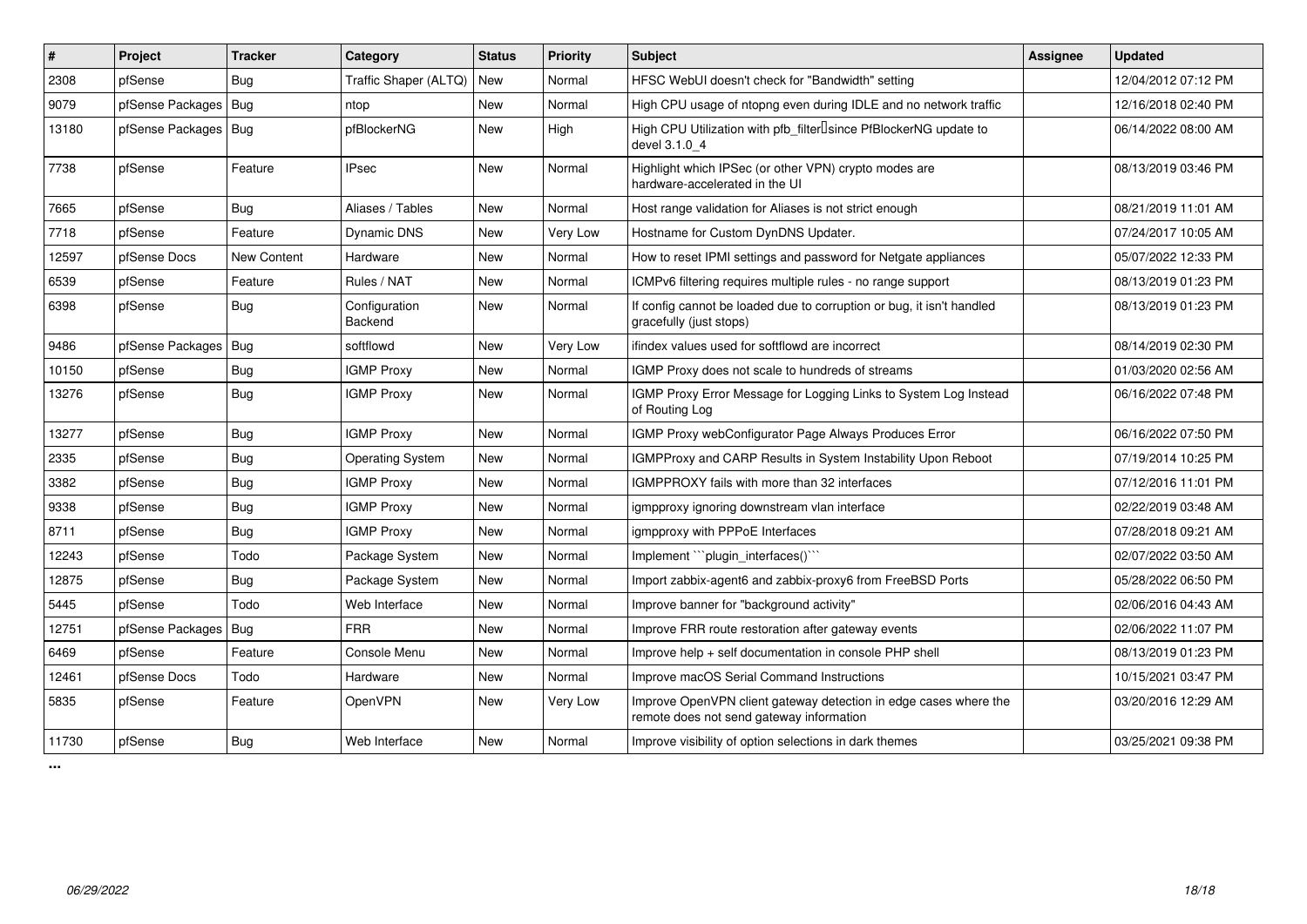| # | Project | Tracker | Category | Status | Priority | Subject | Assignee | Updated |
|---|---|---|---|---|---|---|---|---|
| 2308 | pfSense | Bug | Traffic Shaper (ALTQ) | New | Normal | HFSC WebUI doesn't check for "Bandwidth" setting | | 12/04/2012 07:12 PM |
| 9079 | pfSense Packages | Bug | ntop | New | Normal | High CPU usage of ntopng even during IDLE and no network traffic | | 12/16/2018 02:40 PM |
| 13180 | pfSense Packages | Bug | pfBlockerNG | New | High | High CPU Utilization with pfb_filter since PfBlockerNG update to devel 3.1.0_4 | | 06/14/2022 08:00 AM |
| 7738 | pfSense | Feature | IPsec | New | Normal | Highlight which IPSec (or other VPN) crypto modes are hardware-accelerated in the UI | | 08/13/2019 03:46 PM |
| 7665 | pfSense | Bug | Aliases / Tables | New | Normal | Host range validation for Aliases is not strict enough | | 08/21/2019 11:01 AM |
| 7718 | pfSense | Feature | Dynamic DNS | New | Very Low | Hostname for Custom DynDNS Updater. | | 07/24/2017 10:05 AM |
| 12597 | pfSense Docs | New Content | Hardware | New | Normal | How to reset IPMI settings and password for Netgate appliances | | 05/07/2022 12:33 PM |
| 6539 | pfSense | Feature | Rules / NAT | New | Normal | ICMPv6 filtering requires multiple rules - no range support | | 08/13/2019 01:23 PM |
| 6398 | pfSense | Bug | Configuration Backend | New | Normal | If config cannot be loaded due to corruption or bug, it isn't handled gracefully (just stops) | | 08/13/2019 01:23 PM |
| 9486 | pfSense Packages | Bug | softflowd | New | Very Low | ifindex values used for softflowd are incorrect | | 08/14/2019 02:30 PM |
| 10150 | pfSense | Bug | IGMP Proxy | New | Normal | IGMP Proxy does not scale to hundreds of streams | | 01/03/2020 02:56 AM |
| 13276 | pfSense | Bug | IGMP Proxy | New | Normal | IGMP Proxy Error Message for Logging Links to System Log Instead of Routing Log | | 06/16/2022 07:48 PM |
| 13277 | pfSense | Bug | IGMP Proxy | New | Normal | IGMP Proxy webConfigurator Page Always Produces Error | | 06/16/2022 07:50 PM |
| 2335 | pfSense | Bug | Operating System | New | Normal | IGMPProxy and CARP Results in System Instability Upon Reboot | | 07/19/2014 10:25 PM |
| 3382 | pfSense | Bug | IGMP Proxy | New | Normal | IGMPPROXY fails with more than 32 interfaces | | 07/12/2016 11:01 PM |
| 9338 | pfSense | Bug | IGMP Proxy | New | Normal | igmpproxy ignoring downstream vlan interface | | 02/22/2019 03:48 AM |
| 8711 | pfSense | Bug | IGMP Proxy | New | Normal | igmpproxy with PPPoE Interfaces | | 07/28/2018 09:21 AM |
| 12243 | pfSense | Todo | Package System | New | Normal | Implement ```plugin_interfaces()``` | | 02/07/2022 03:50 AM |
| 12875 | pfSense | Bug | Package System | New | Normal | Import zabbix-agent6 and zabbix-proxy6 from FreeBSD Ports | | 05/28/2022 06:50 PM |
| 5445 | pfSense | Todo | Web Interface | New | Normal | Improve banner for "background activity" | | 02/06/2016 04:43 AM |
| 12751 | pfSense Packages | Bug | FRR | New | Normal | Improve FRR route restoration after gateway events | | 02/06/2022 11:07 PM |
| 6469 | pfSense | Feature | Console Menu | New | Normal | Improve help + self documentation in console PHP shell | | 08/13/2019 01:23 PM |
| 12461 | pfSense Docs | Todo | Hardware | New | Normal | Improve macOS Serial Command Instructions | | 10/15/2021 03:47 PM |
| 5835 | pfSense | Feature | OpenVPN | New | Very Low | Improve OpenVPN client gateway detection in edge cases where the remote does not send gateway information | | 03/20/2016 12:29 AM |
| 11730 | pfSense | Bug | Web Interface | New | Normal | Improve visibility of option selections in dark themes | | 03/25/2021 09:38 PM |

...